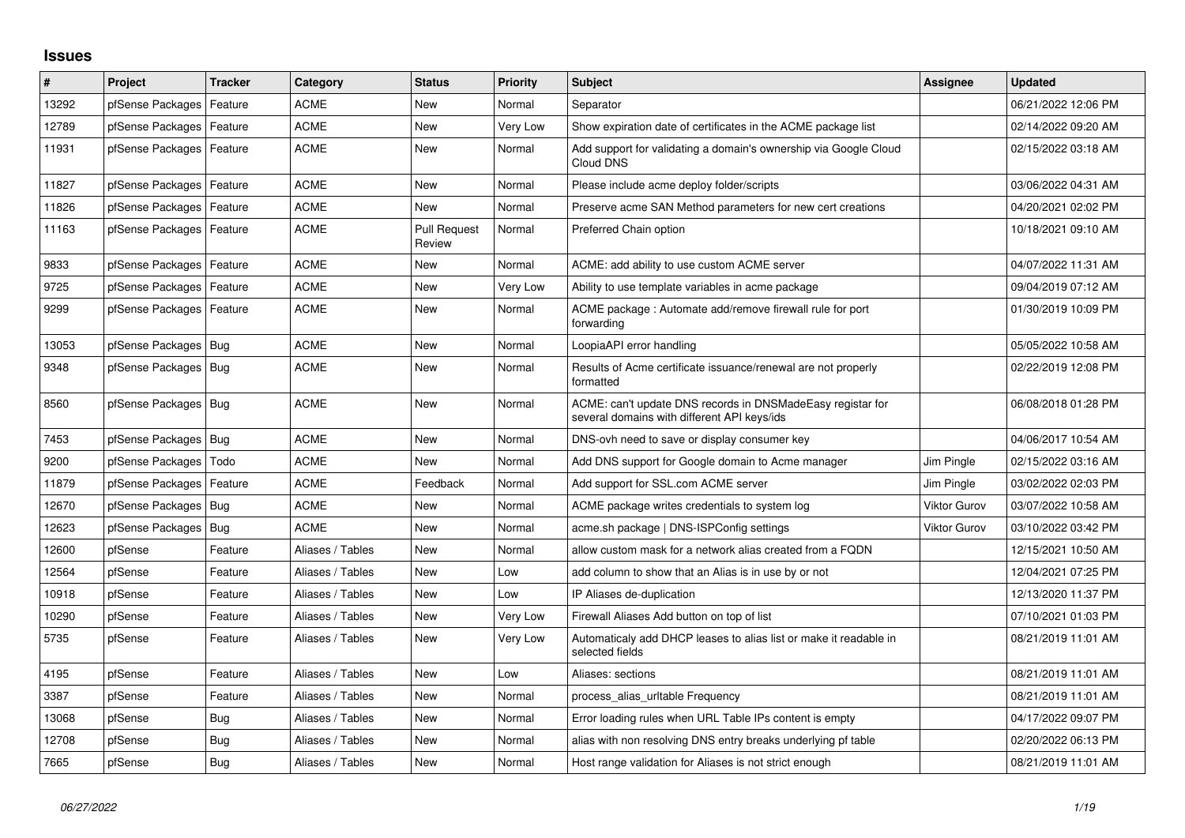# Issues

| # | Project | Tracker | Category | Status | Priority | Subject | Assignee | Updated |
|---|---|---|---|---|---|---|---|---|
| 13292 | pfSense Packages | Feature | ACME | New | Normal | Separator | | 06/21/2022 12:06 PM |
| 12789 | pfSense Packages | Feature | ACME | New | Very Low | Show expiration date of certificates in the ACME package list | | 02/14/2022 09:20 AM |
| 11931 | pfSense Packages | Feature | ACME | New | Normal | Add support for validating a domain's ownership via Google Cloud Cloud DNS | | 02/15/2022 03:18 AM |
| 11827 | pfSense Packages | Feature | ACME | New | Normal | Please include acme deploy folder/scripts | | 03/06/2022 04:31 AM |
| 11826 | pfSense Packages | Feature | ACME | New | Normal | Preserve acme SAN Method parameters for new cert creations | | 04/20/2021 02:02 PM |
| 11163 | pfSense Packages | Feature | ACME | Pull Request Review | Normal | Preferred Chain option | | 10/18/2021 09:10 AM |
| 9833 | pfSense Packages | Feature | ACME | New | Normal | ACME: add ability to use custom ACME server | | 04/07/2022 11:31 AM |
| 9725 | pfSense Packages | Feature | ACME | New | Very Low | Ability to use template variables in acme package | | 09/04/2019 07:12 AM |
| 9299 | pfSense Packages | Feature | ACME | New | Normal | ACME package : Automate add/remove firewall rule for port forwarding | | 01/30/2019 10:09 PM |
| 13053 | pfSense Packages | Bug | ACME | New | Normal | LoopiaAPI error handling | | 05/05/2022 10:58 AM |
| 9348 | pfSense Packages | Bug | ACME | New | Normal | Results of Acme certificate issuance/renewal are not properly formatted | | 02/22/2019 12:08 PM |
| 8560 | pfSense Packages | Bug | ACME | New | Normal | ACME: can't update DNS records in DNSMadeEasy registar for several domains with different API keys/ids | | 06/08/2018 01:28 PM |
| 7453 | pfSense Packages | Bug | ACME | New | Normal | DNS-ovh need to save or display consumer key | | 04/06/2017 10:54 AM |
| 9200 | pfSense Packages | Todo | ACME | New | Normal | Add DNS support for Google domain to Acme manager | Jim Pingle | 02/15/2022 03:16 AM |
| 11879 | pfSense Packages | Feature | ACME | Feedback | Normal | Add support for SSL.com ACME server | Jim Pingle | 03/02/2022 02:03 PM |
| 12670 | pfSense Packages | Bug | ACME | New | Normal | ACME package writes credentials to system log | Viktor Gurov | 03/07/2022 10:58 AM |
| 12623 | pfSense Packages | Bug | ACME | New | Normal | acme.sh package \| DNS-ISPConfig settings | Viktor Gurov | 03/10/2022 03:42 PM |
| 12600 | pfSense | Feature | Aliases / Tables | New | Normal | allow custom mask for a network alias created from a FQDN | | 12/15/2021 10:50 AM |
| 12564 | pfSense | Feature | Aliases / Tables | New | Low | add column to show that an Alias is in use by or not | | 12/04/2021 07:25 PM |
| 10918 | pfSense | Feature | Aliases / Tables | New | Low | IP Aliases de-duplication | | 12/13/2020 11:37 PM |
| 10290 | pfSense | Feature | Aliases / Tables | New | Very Low | Firewall Aliases Add button on top of list | | 07/10/2021 01:03 PM |
| 5735 | pfSense | Feature | Aliases / Tables | New | Very Low | Automaticaly add DHCP leases to alias list or make it readable in selected fields | | 08/21/2019 11:01 AM |
| 4195 | pfSense | Feature | Aliases / Tables | New | Low | Aliases: sections | | 08/21/2019 11:01 AM |
| 3387 | pfSense | Feature | Aliases / Tables | New | Normal | process_alias_urltable Frequency | | 08/21/2019 11:01 AM |
| 13068 | pfSense | Bug | Aliases / Tables | New | Normal | Error loading rules when URL Table IPs content is empty | | 04/17/2022 09:07 PM |
| 12708 | pfSense | Bug | Aliases / Tables | New | Normal | alias with non resolving DNS entry breaks underlying pf table | | 02/20/2022 06:13 PM |
| 7665 | pfSense | Bug | Aliases / Tables | New | Normal | Host range validation for Aliases is not strict enough | | 08/21/2019 11:01 AM |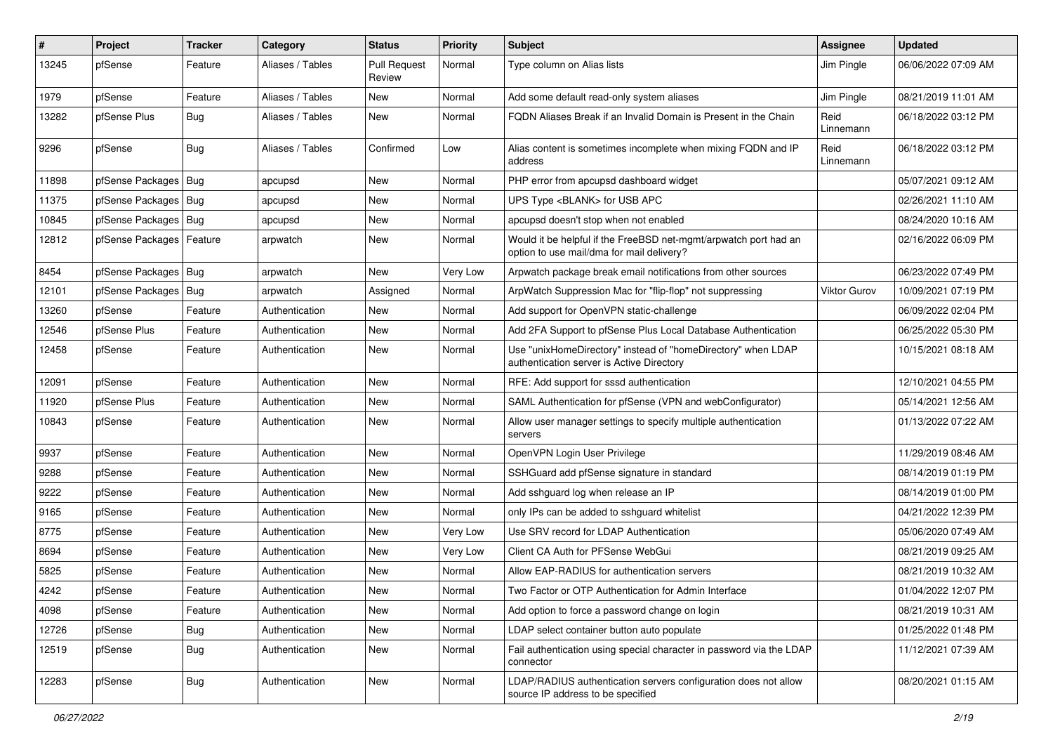| # | Project | Tracker | Category | Status | Priority | Subject | Assignee | Updated |
|---|---|---|---|---|---|---|---|---|
| 13245 | pfSense | Feature | Aliases / Tables | Pull Request Review | Normal | Type column on Alias lists | Jim Pingle | 06/06/2022 07:09 AM |
| 1979 | pfSense | Feature | Aliases / Tables | New | Normal | Add some default read-only system aliases | Jim Pingle | 08/21/2019 11:01 AM |
| 13282 | pfSense Plus | Bug | Aliases / Tables | New | Normal | FQDN Aliases Break if an Invalid Domain is Present in the Chain | Reid Linnemann | 06/18/2022 03:12 PM |
| 9296 | pfSense | Bug | Aliases / Tables | Confirmed | Low | Alias content is sometimes incomplete when mixing FQDN and IP address | Reid Linnemann | 06/18/2022 03:12 PM |
| 11898 | pfSense Packages | Bug | apcupsd | New | Normal | PHP error from apcupsd dashboard widget | | 05/07/2021 09:12 AM |
| 11375 | pfSense Packages | Bug | apcupsd | New | Normal | UPS Type <BLANK> for USB APC | | 02/26/2021 11:10 AM |
| 10845 | pfSense Packages | Bug | apcupsd | New | Normal | apcupsd doesn't stop when not enabled | | 08/24/2020 10:16 AM |
| 12812 | pfSense Packages | Feature | arpwatch | New | Normal | Would it be helpful if the FreeBSD net-mgmt/arpwatch port had an option to use mail/dma for mail delivery? | | 02/16/2022 06:09 PM |
| 8454 | pfSense Packages | Bug | arpwatch | New | Very Low | Arpwatch package break email notifications from other sources | | 06/23/2022 07:49 PM |
| 12101 | pfSense Packages | Bug | arpwatch | Assigned | Normal | ArpWatch Suppression Mac for "flip-flop" not suppressing | Viktor Gurov | 10/09/2021 07:19 PM |
| 13260 | pfSense | Feature | Authentication | New | Normal | Add support for OpenVPN static-challenge | | 06/09/2022 02:04 PM |
| 12546 | pfSense Plus | Feature | Authentication | New | Normal | Add 2FA Support to pfSense Plus Local Database Authentication | | 06/25/2022 05:30 PM |
| 12458 | pfSense | Feature | Authentication | New | Normal | Use "unixHomeDirectory" instead of "homeDirectory" when LDAP authentication server is Active Directory | | 10/15/2021 08:18 AM |
| 12091 | pfSense | Feature | Authentication | New | Normal | RFE: Add support for sssd authentication | | 12/10/2021 04:55 PM |
| 11920 | pfSense Plus | Feature | Authentication | New | Normal | SAML Authentication for pfSense (VPN and webConfigurator) | | 05/14/2021 12:56 AM |
| 10843 | pfSense | Feature | Authentication | New | Normal | Allow user manager settings to specify multiple authentication servers | | 01/13/2022 07:22 AM |
| 9937 | pfSense | Feature | Authentication | New | Normal | OpenVPN Login User Privilege | | 11/29/2019 08:46 AM |
| 9288 | pfSense | Feature | Authentication | New | Normal | SSHGuard add pfSense signature in standard | | 08/14/2019 01:19 PM |
| 9222 | pfSense | Feature | Authentication | New | Normal | Add sshguard log when release an IP | | 08/14/2019 01:00 PM |
| 9165 | pfSense | Feature | Authentication | New | Normal | only IPs can be added to sshguard whitelist | | 04/21/2022 12:39 PM |
| 8775 | pfSense | Feature | Authentication | New | Very Low | Use SRV record for LDAP Authentication | | 05/06/2020 07:49 AM |
| 8694 | pfSense | Feature | Authentication | New | Very Low | Client CA Auth for PFSense WebGui | | 08/21/2019 09:25 AM |
| 5825 | pfSense | Feature | Authentication | New | Normal | Allow EAP-RADIUS for authentication servers | | 08/21/2019 10:32 AM |
| 4242 | pfSense | Feature | Authentication | New | Normal | Two Factor or OTP Authentication for Admin Interface | | 01/04/2022 12:07 PM |
| 4098 | pfSense | Feature | Authentication | New | Normal | Add option to force a password change on login | | 08/21/2019 10:31 AM |
| 12726 | pfSense | Bug | Authentication | New | Normal | LDAP select container button auto populate | | 01/25/2022 01:48 PM |
| 12519 | pfSense | Bug | Authentication | New | Normal | Fail authentication using special character in password via the LDAP connector | | 11/12/2021 07:39 AM |
| 12283 | pfSense | Bug | Authentication | New | Normal | LDAP/RADIUS authentication servers configuration does not allow source IP address to be specified | | 08/20/2021 01:15 AM |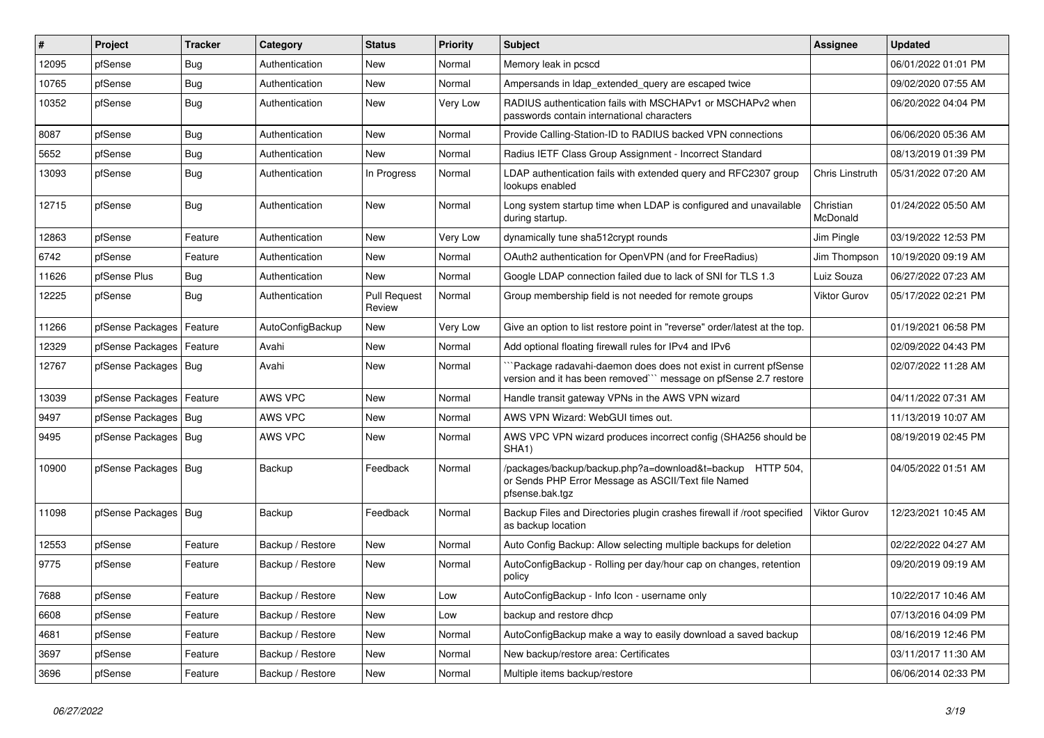| # | Project | Tracker | Category | Status | Priority | Subject | Assignee | Updated |
|---|---|---|---|---|---|---|---|---|
| 12095 | pfSense | Bug | Authentication | New | Normal | Memory leak in pcscd | | 06/01/2022 01:01 PM |
| 10765 | pfSense | Bug | Authentication | New | Normal | Ampersands in ldap_extended_query are escaped twice | | 09/02/2020 07:55 AM |
| 10352 | pfSense | Bug | Authentication | New | Very Low | RADIUS authentication fails with MSCHAPv1 or MSCHAPv2 when passwords contain international characters | | 06/20/2022 04:04 PM |
| 8087 | pfSense | Bug | Authentication | New | Normal | Provide Calling-Station-ID to RADIUS backed VPN connections | | 06/06/2020 05:36 AM |
| 5652 | pfSense | Bug | Authentication | New | Normal | Radius IETF Class Group Assignment - Incorrect Standard | | 08/13/2019 01:39 PM |
| 13093 | pfSense | Bug | Authentication | In Progress | Normal | LDAP authentication fails with extended query and RFC2307 group lookups enabled | Chris Linstruth | 05/31/2022 07:20 AM |
| 12715 | pfSense | Bug | Authentication | New | Normal | Long system startup time when LDAP is configured and unavailable during startup. | Christian McDonald | 01/24/2022 05:50 AM |
| 12863 | pfSense | Feature | Authentication | New | Very Low | dynamically tune sha512crypt rounds | Jim Pingle | 03/19/2022 12:53 PM |
| 6742 | pfSense | Feature | Authentication | New | Normal | OAuth2 authentication for OpenVPN (and for FreeRadius) | Jim Thompson | 10/19/2020 09:19 AM |
| 11626 | pfSense Plus | Bug | Authentication | New | Normal | Google LDAP connection failed due to lack of SNI for TLS 1.3 | Luiz Souza | 06/27/2022 07:23 AM |
| 12225 | pfSense | Bug | Authentication | Pull Request Review | Normal | Group membership field is not needed for remote groups | Viktor Gurov | 05/17/2022 02:21 PM |
| 11266 | pfSense Packages | Feature | AutoConfigBackup | New | Very Low | Give an option to list restore point in "reverse" order/latest at the top. | | 01/19/2021 06:58 PM |
| 12329 | pfSense Packages | Feature | Avahi | New | Normal | Add optional floating firewall rules for IPv4 and IPv6 | | 02/09/2022 04:43 PM |
| 12767 | pfSense Packages | Bug | Avahi | New | Normal | ```Package radavahi-daemon does does not exist in current pfSense version and it has been removed``` message on pfSense 2.7 restore | | 02/07/2022 11:28 AM |
| 13039 | pfSense Packages | Feature | AWS VPC | New | Normal | Handle transit gateway VPNs in the AWS VPN wizard | | 04/11/2022 07:31 AM |
| 9497 | pfSense Packages | Bug | AWS VPC | New | Normal | AWS VPN Wizard: WebGUI times out. | | 11/13/2019 10:07 AM |
| 9495 | pfSense Packages | Bug | AWS VPC | New | Normal | AWS VPC VPN wizard produces incorrect config (SHA256 should be SHA1) | | 08/19/2019 02:45 PM |
| 10900 | pfSense Packages | Bug | Backup | Feedback | Normal | /packages/backup/backup.php?a=download&t=backup HTTP 504, or Sends PHP Error Message as ASCII/Text file Named pfsense.bak.tgz | | 04/05/2022 01:51 AM |
| 11098 | pfSense Packages | Bug | Backup | Feedback | Normal | Backup Files and Directories plugin crashes firewall if /root specified as backup location | Viktor Gurov | 12/23/2021 10:45 AM |
| 12553 | pfSense | Feature | Backup / Restore | New | Normal | Auto Config Backup: Allow selecting multiple backups for deletion | | 02/22/2022 04:27 AM |
| 9775 | pfSense | Feature | Backup / Restore | New | Normal | AutoConfigBackup - Rolling per day/hour cap on changes, retention policy | | 09/20/2019 09:19 AM |
| 7688 | pfSense | Feature | Backup / Restore | New | Low | AutoConfigBackup - Info Icon - username only | | 10/22/2017 10:46 AM |
| 6608 | pfSense | Feature | Backup / Restore | New | Low | backup and restore dhcp | | 07/13/2016 04:09 PM |
| 4681 | pfSense | Feature | Backup / Restore | New | Normal | AutoConfigBackup make a way to easily download a saved backup | | 08/16/2019 12:46 PM |
| 3697 | pfSense | Feature | Backup / Restore | New | Normal | New backup/restore area: Certificates | | 03/11/2017 11:30 AM |
| 3696 | pfSense | Feature | Backup / Restore | New | Normal | Multiple items backup/restore | | 06/06/2014 02:33 PM |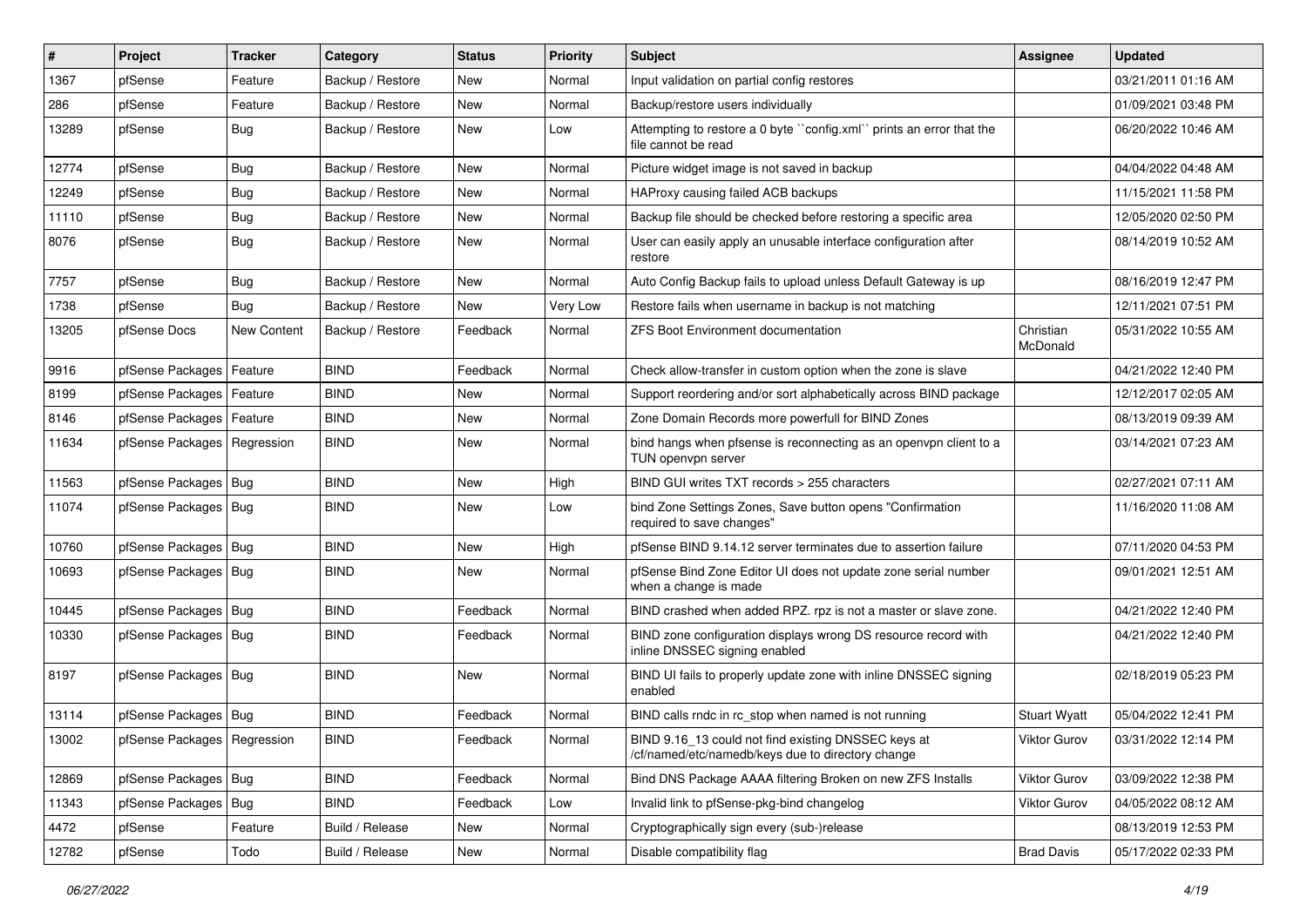| # | Project | Tracker | Category | Status | Priority | Subject | Assignee | Updated |
|---|---|---|---|---|---|---|---|---|
| 1367 | pfSense | Feature | Backup / Restore | New | Normal | Input validation on partial config restores | | 03/21/2011 01:16 AM |
| 286 | pfSense | Feature | Backup / Restore | New | Normal | Backup/restore users individually | | 01/09/2021 03:48 PM |
| 13289 | pfSense | Bug | Backup / Restore | New | Low | Attempting to restore a 0 byte ``config.xml`` prints an error that the file cannot be read | | 06/20/2022 10:46 AM |
| 12774 | pfSense | Bug | Backup / Restore | New | Normal | Picture widget image is not saved in backup | | 04/04/2022 04:48 AM |
| 12249 | pfSense | Bug | Backup / Restore | New | Normal | HAProxy causing failed ACB backups | | 11/15/2021 11:58 PM |
| 11110 | pfSense | Bug | Backup / Restore | New | Normal | Backup file should be checked before restoring a specific area | | 12/05/2020 02:50 PM |
| 8076 | pfSense | Bug | Backup / Restore | New | Normal | User can easily apply an unusable interface configuration after restore | | 08/14/2019 10:52 AM |
| 7757 | pfSense | Bug | Backup / Restore | New | Normal | Auto Config Backup fails to upload unless Default Gateway is up | | 08/16/2019 12:47 PM |
| 1738 | pfSense | Bug | Backup / Restore | New | Very Low | Restore fails when username in backup is not matching | | 12/11/2021 07:51 PM |
| 13205 | pfSense Docs | New Content | Backup / Restore | Feedback | Normal | ZFS Boot Environment documentation | Christian McDonald | 05/31/2022 10:55 AM |
| 9916 | pfSense Packages | Feature | BIND | Feedback | Normal | Check allow-transfer in custom option when the zone is slave | | 04/21/2022 12:40 PM |
| 8199 | pfSense Packages | Feature | BIND | New | Normal | Support reordering and/or sort alphabetically across BIND package | | 12/12/2017 02:05 AM |
| 8146 | pfSense Packages | Feature | BIND | New | Normal | Zone Domain Records more powerfull for BIND Zones | | 08/13/2019 09:39 AM |
| 11634 | pfSense Packages | Regression | BIND | New | Normal | bind hangs when pfsense is reconnecting as an openvpn client to a TUN openvpn server | | 03/14/2021 07:23 AM |
| 11563 | pfSense Packages | Bug | BIND | New | High | BIND GUI writes TXT records > 255 characters | | 02/27/2021 07:11 AM |
| 11074 | pfSense Packages | Bug | BIND | New | Low | bind Zone Settings Zones, Save button opens "Confirmation required to save changes" | | 11/16/2020 11:08 AM |
| 10760 | pfSense Packages | Bug | BIND | New | High | pfSense BIND 9.14.12 server terminates due to assertion failure | | 07/11/2020 04:53 PM |
| 10693 | pfSense Packages | Bug | BIND | New | Normal | pfSense Bind Zone Editor UI does not update zone serial number when a change is made | | 09/01/2021 12:51 AM |
| 10445 | pfSense Packages | Bug | BIND | Feedback | Normal | BIND crashed when added RPZ. rpz is not a master or slave zone. | | 04/21/2022 12:40 PM |
| 10330 | pfSense Packages | Bug | BIND | Feedback | Normal | BIND zone configuration displays wrong DS resource record with inline DNSSEC signing enabled | | 04/21/2022 12:40 PM |
| 8197 | pfSense Packages | Bug | BIND | New | Normal | BIND UI fails to properly update zone with inline DNSSEC signing enabled | | 02/18/2019 05:23 PM |
| 13114 | pfSense Packages | Bug | BIND | Feedback | Normal | BIND calls rndc in rc_stop when named is not running | Stuart Wyatt | 05/04/2022 12:41 PM |
| 13002 | pfSense Packages | Regression | BIND | Feedback | Normal | BIND 9.16_13 could not find existing DNSSEC keys at /cf/named/etc/namedb/keys due to directory change | Viktor Gurov | 03/31/2022 12:14 PM |
| 12869 | pfSense Packages | Bug | BIND | Feedback | Normal | Bind DNS Package AAAA filtering Broken on new ZFS Installs | Viktor Gurov | 03/09/2022 12:38 PM |
| 11343 | pfSense Packages | Bug | BIND | Feedback | Low | Invalid link to pfSense-pkg-bind changelog | Viktor Gurov | 04/05/2022 08:12 AM |
| 4472 | pfSense | Feature | Build / Release | New | Normal | Cryptographically sign every (sub-)release | | 08/13/2019 12:53 PM |
| 12782 | pfSense | Todo | Build / Release | New | Normal | Disable compatibility flag | Brad Davis | 05/17/2022 02:33 PM |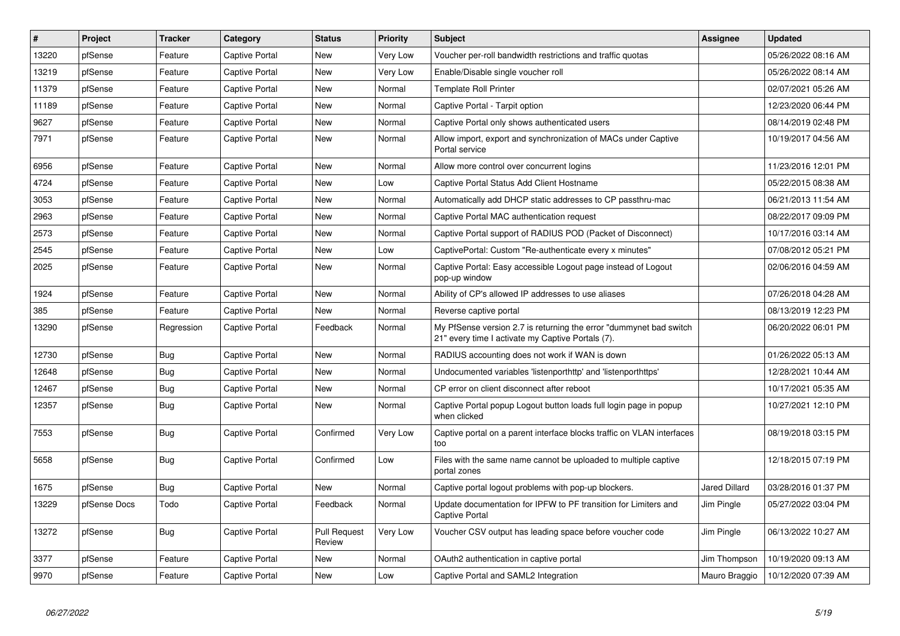| # | Project | Tracker | Category | Status | Priority | Subject | Assignee | Updated |
|---|---|---|---|---|---|---|---|---|
| 13220 | pfSense | Feature | Captive Portal | New | Very Low | Voucher per-roll bandwidth restrictions and traffic quotas | | 05/26/2022 08:16 AM |
| 13219 | pfSense | Feature | Captive Portal | New | Very Low | Enable/Disable single voucher roll | | 05/26/2022 08:14 AM |
| 11379 | pfSense | Feature | Captive Portal | New | Normal | Template Roll Printer | | 02/07/2021 05:26 AM |
| 11189 | pfSense | Feature | Captive Portal | New | Normal | Captive Portal - Tarpit option | | 12/23/2020 06:44 PM |
| 9627 | pfSense | Feature | Captive Portal | New | Normal | Captive Portal only shows authenticated users | | 08/14/2019 02:48 PM |
| 7971 | pfSense | Feature | Captive Portal | New | Normal | Allow import, export and synchronization of MACs under Captive Portal service | | 10/19/2017 04:56 AM |
| 6956 | pfSense | Feature | Captive Portal | New | Normal | Allow more control over concurrent logins | | 11/23/2016 12:01 PM |
| 4724 | pfSense | Feature | Captive Portal | New | Low | Captive Portal Status Add Client Hostname | | 05/22/2015 08:38 AM |
| 3053 | pfSense | Feature | Captive Portal | New | Normal | Automatically add DHCP static addresses to CP passthru-mac | | 06/21/2013 11:54 AM |
| 2963 | pfSense | Feature | Captive Portal | New | Normal | Captive Portal MAC authentication request | | 08/22/2017 09:09 PM |
| 2573 | pfSense | Feature | Captive Portal | New | Normal | Captive Portal support of RADIUS POD (Packet of Disconnect) | | 10/17/2016 03:14 AM |
| 2545 | pfSense | Feature | Captive Portal | New | Low | CaptivePortal: Custom "Re-authenticate every x minutes" | | 07/08/2012 05:21 PM |
| 2025 | pfSense | Feature | Captive Portal | New | Normal | Captive Portal: Easy accessible Logout page instead of Logout pop-up window | | 02/06/2016 04:59 AM |
| 1924 | pfSense | Feature | Captive Portal | New | Normal | Ability of CP's allowed IP addresses to use aliases | | 07/26/2018 04:28 AM |
| 385 | pfSense | Feature | Captive Portal | New | Normal | Reverse captive portal | | 08/13/2019 12:23 PM |
| 13290 | pfSense | Regression | Captive Portal | Feedback | Normal | My PfSense version 2.7 is returning the error "dummynet bad switch 21" every time I activate my Captive Portals (7). | | 06/20/2022 06:01 PM |
| 12730 | pfSense | Bug | Captive Portal | New | Normal | RADIUS accounting does not work if WAN is down | | 01/26/2022 05:13 AM |
| 12648 | pfSense | Bug | Captive Portal | New | Normal | Undocumented variables 'listenporthttp' and 'listenporthttps' | | 12/28/2021 10:44 AM |
| 12467 | pfSense | Bug | Captive Portal | New | Normal | CP error on client disconnect after reboot | | 10/17/2021 05:35 AM |
| 12357 | pfSense | Bug | Captive Portal | New | Normal | Captive Portal popup Logout button loads full login page in popup when clicked | | 10/27/2021 12:10 PM |
| 7553 | pfSense | Bug | Captive Portal | Confirmed | Very Low | Captive portal on a parent interface blocks traffic on VLAN interfaces too | | 08/19/2018 03:15 PM |
| 5658 | pfSense | Bug | Captive Portal | Confirmed | Low | Files with the same name cannot be uploaded to multiple captive portal zones | | 12/18/2015 07:19 PM |
| 1675 | pfSense | Bug | Captive Portal | New | Normal | Captive portal logout problems with pop-up blockers. | Jared Dillard | 03/28/2016 01:37 PM |
| 13229 | pfSense Docs | Todo | Captive Portal | Feedback | Normal | Update documentation for IPFW to PF transition for Limiters and Captive Portal | Jim Pingle | 05/27/2022 03:04 PM |
| 13272 | pfSense | Bug | Captive Portal | Pull Request Review | Very Low | Voucher CSV output has leading space before voucher code | Jim Pingle | 06/13/2022 10:27 AM |
| 3377 | pfSense | Feature | Captive Portal | New | Normal | OAuth2 authentication in captive portal | Jim Thompson | 10/19/2020 09:13 AM |
| 9970 | pfSense | Feature | Captive Portal | New | Low | Captive Portal and SAML2 Integration | Mauro Braggio | 10/12/2020 07:39 AM |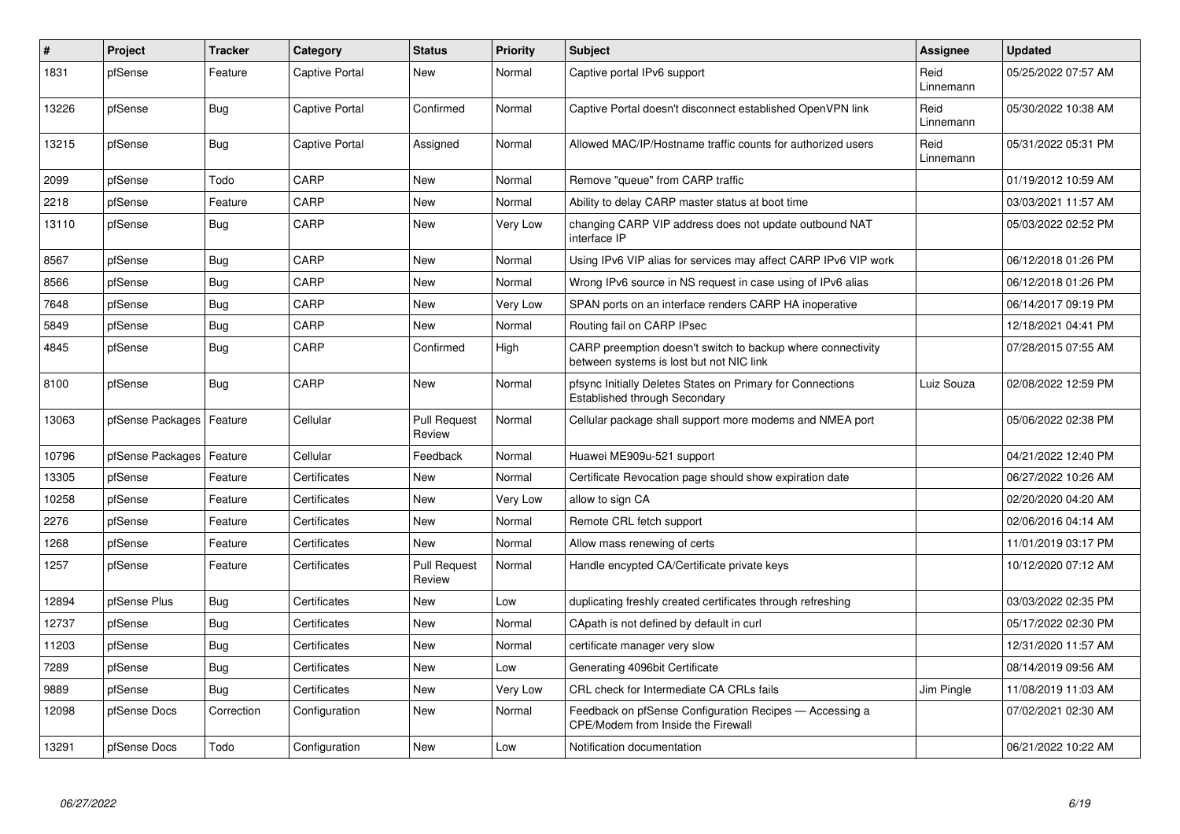| # | Project | Tracker | Category | Status | Priority | Subject | Assignee | Updated |
|---|---|---|---|---|---|---|---|---|
| 1831 | pfSense | Feature | Captive Portal | New | Normal | Captive portal IPv6 support | Reid Linnemann | 05/25/2022 07:57 AM |
| 13226 | pfSense | Bug | Captive Portal | Confirmed | Normal | Captive Portal doesn't disconnect established OpenVPN link | Reid Linnemann | 05/30/2022 10:38 AM |
| 13215 | pfSense | Bug | Captive Portal | Assigned | Normal | Allowed MAC/IP/Hostname traffic counts for authorized users | Reid Linnemann | 05/31/2022 05:31 PM |
| 2099 | pfSense | Todo | CARP | New | Normal | Remove "queue" from CARP traffic | | 01/19/2012 10:59 AM |
| 2218 | pfSense | Feature | CARP | New | Normal | Ability to delay CARP master status at boot time | | 03/03/2021 11:57 AM |
| 13110 | pfSense | Bug | CARP | New | Very Low | changing CARP VIP address does not update outbound NAT interface IP | | 05/03/2022 02:52 PM |
| 8567 | pfSense | Bug | CARP | New | Normal | Using IPv6 VIP alias for services may affect CARP IPv6 VIP work | | 06/12/2018 01:26 PM |
| 8566 | pfSense | Bug | CARP | New | Normal | Wrong IPv6 source in NS request in case using of IPv6 alias | | 06/12/2018 01:26 PM |
| 7648 | pfSense | Bug | CARP | New | Very Low | SPAN ports on an interface renders CARP HA inoperative | | 06/14/2017 09:19 PM |
| 5849 | pfSense | Bug | CARP | New | Normal | Routing fail on CARP IPsec | | 12/18/2021 04:41 PM |
| 4845 | pfSense | Bug | CARP | Confirmed | High | CARP preemption doesn't switch to backup where connectivity between systems is lost but not NIC link | | 07/28/2015 07:55 AM |
| 8100 | pfSense | Bug | CARP | New | Normal | pfsync Initially Deletes States on Primary for Connections Established through Secondary | Luiz Souza | 02/08/2022 12:59 PM |
| 13063 | pfSense Packages | Feature | Cellular | Pull Request Review | Normal | Cellular package shall support more modems and NMEA port | | 05/06/2022 02:38 PM |
| 10796 | pfSense Packages | Feature | Cellular | Feedback | Normal | Huawei ME909u-521 support | | 04/21/2022 12:40 PM |
| 13305 | pfSense | Feature | Certificates | New | Normal | Certificate Revocation page should show expiration date | | 06/27/2022 10:26 AM |
| 10258 | pfSense | Feature | Certificates | New | Very Low | allow to sign CA | | 02/20/2020 04:20 AM |
| 2276 | pfSense | Feature | Certificates | New | Normal | Remote CRL fetch support | | 02/06/2016 04:14 AM |
| 1268 | pfSense | Feature | Certificates | New | Normal | Allow mass renewing of certs | | 11/01/2019 03:17 PM |
| 1257 | pfSense | Feature | Certificates | Pull Request Review | Normal | Handle encypted CA/Certificate private keys | | 10/12/2020 07:12 AM |
| 12894 | pfSense Plus | Bug | Certificates | New | Low | duplicating freshly created certificates through refreshing | | 03/03/2022 02:35 PM |
| 12737 | pfSense | Bug | Certificates | New | Normal | CApath is not defined by default in curl | | 05/17/2022 02:30 PM |
| 11203 | pfSense | Bug | Certificates | New | Normal | certificate manager very slow | | 12/31/2020 11:57 AM |
| 7289 | pfSense | Bug | Certificates | New | Low | Generating 4096bit Certificate | | 08/14/2019 09:56 AM |
| 9889 | pfSense | Bug | Certificates | New | Very Low | CRL check for Intermediate CA CRLs fails | Jim Pingle | 11/08/2019 11:03 AM |
| 12098 | pfSense Docs | Correction | Configuration | New | Normal | Feedback on pfSense Configuration Recipes — Accessing a CPE/Modem from Inside the Firewall | | 07/02/2021 02:30 AM |
| 13291 | pfSense Docs | Todo | Configuration | New | Low | Notification documentation | | 06/21/2022 10:22 AM |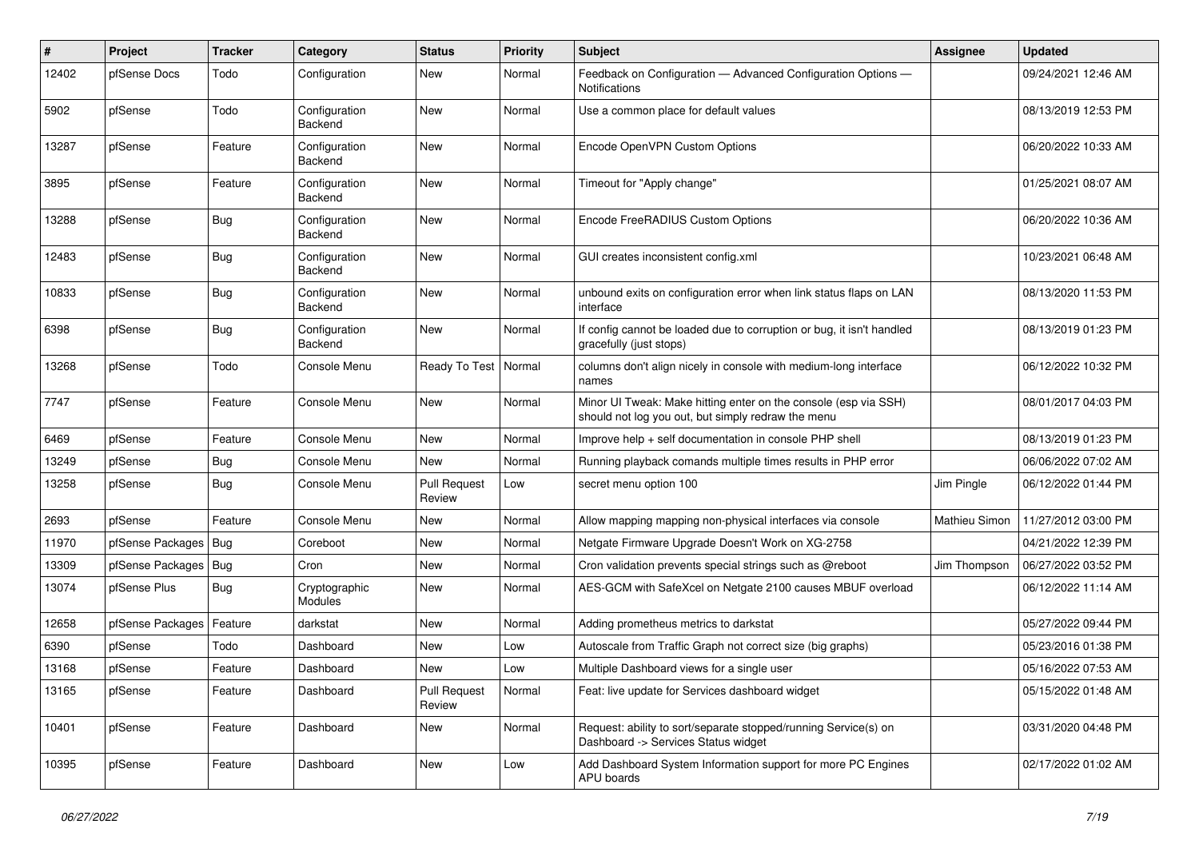| # | Project | Tracker | Category | Status | Priority | Subject | Assignee | Updated |
|---|---|---|---|---|---|---|---|---|
| 12402 | pfSense Docs | Todo | Configuration | New | Normal | Feedback on Configuration — Advanced Configuration Options — Notifications | | 09/24/2021 12:46 AM |
| 5902 | pfSense | Todo | Configuration Backend | New | Normal | Use a common place for default values | | 08/13/2019 12:53 PM |
| 13287 | pfSense | Feature | Configuration Backend | New | Normal | Encode OpenVPN Custom Options | | 06/20/2022 10:33 AM |
| 3895 | pfSense | Feature | Configuration Backend | New | Normal | Timeout for "Apply change" | | 01/25/2021 08:07 AM |
| 13288 | pfSense | Bug | Configuration Backend | New | Normal | Encode FreeRADIUS Custom Options | | 06/20/2022 10:36 AM |
| 12483 | pfSense | Bug | Configuration Backend | New | Normal | GUI creates inconsistent config.xml | | 10/23/2021 06:48 AM |
| 10833 | pfSense | Bug | Configuration Backend | New | Normal | unbound exits on configuration error when link status flaps on LAN interface | | 08/13/2020 11:53 PM |
| 6398 | pfSense | Bug | Configuration Backend | New | Normal | If config cannot be loaded due to corruption or bug, it isn't handled gracefully (just stops) | | 08/13/2019 01:23 PM |
| 13268 | pfSense | Todo | Console Menu | Ready To Test | Normal | columns don't align nicely in console with medium-long interface names | | 06/12/2022 10:32 PM |
| 7747 | pfSense | Feature | Console Menu | New | Normal | Minor UI Tweak: Make hitting enter on the console (esp via SSH) should not log you out, but simply redraw the menu | | 08/01/2017 04:03 PM |
| 6469 | pfSense | Feature | Console Menu | New | Normal | Improve help + self documentation in console PHP shell | | 08/13/2019 01:23 PM |
| 13249 | pfSense | Bug | Console Menu | New | Normal | Running playback comands multiple times results in PHP error | | 06/06/2022 07:02 AM |
| 13258 | pfSense | Bug | Console Menu | Pull Request Review | Low | secret menu option 100 | Jim Pingle | 06/12/2022 01:44 PM |
| 2693 | pfSense | Feature | Console Menu | New | Normal | Allow mapping mapping non-physical interfaces via console | Mathieu Simon | 11/27/2012 03:00 PM |
| 11970 | pfSense Packages | Bug | Coreboot | New | Normal | Netgate Firmware Upgrade Doesn't Work on XG-2758 | | 04/21/2022 12:39 PM |
| 13309 | pfSense Packages | Bug | Cron | New | Normal | Cron validation prevents special strings such as @reboot | Jim Thompson | 06/27/2022 03:52 PM |
| 13074 | pfSense Plus | Bug | Cryptographic Modules | New | Normal | AES-GCM with SafeXcel on Netgate 2100 causes MBUF overload | | 06/12/2022 11:14 AM |
| 12658 | pfSense Packages | Feature | darkstat | New | Normal | Adding prometheus metrics to darkstat | | 05/27/2022 09:44 PM |
| 6390 | pfSense | Todo | Dashboard | New | Low | Autoscale from Traffic Graph not correct size (big graphs) | | 05/23/2016 01:38 PM |
| 13168 | pfSense | Feature | Dashboard | New | Low | Multiple Dashboard views for a single user | | 05/16/2022 07:53 AM |
| 13165 | pfSense | Feature | Dashboard | Pull Request Review | Normal | Feat: live update for Services dashboard widget | | 05/15/2022 01:48 AM |
| 10401 | pfSense | Feature | Dashboard | New | Normal | Request: ability to sort/separate stopped/running Service(s) on Dashboard -> Services Status widget | | 03/31/2020 04:48 PM |
| 10395 | pfSense | Feature | Dashboard | New | Low | Add Dashboard System Information support for more PC Engines APU boards | | 02/17/2022 01:02 AM |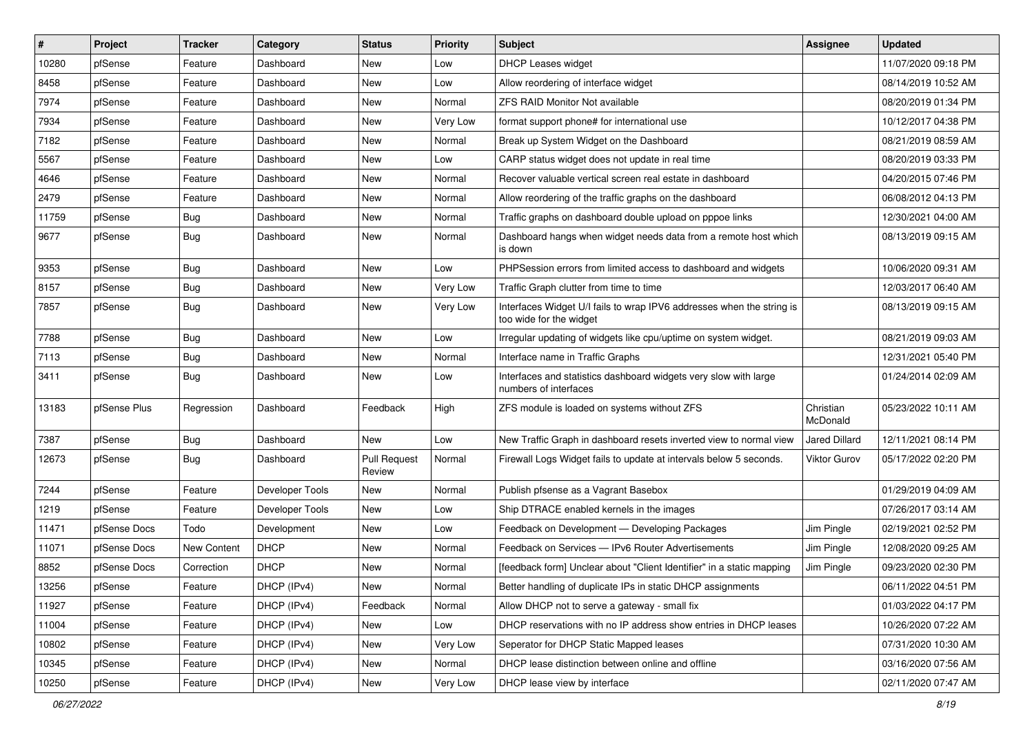| # | Project | Tracker | Category | Status | Priority | Subject | Assignee | Updated |
|---|---|---|---|---|---|---|---|---|
| 10280 | pfSense | Feature | Dashboard | New | Low | DHCP Leases widget | | 11/07/2020 09:18 PM |
| 8458 | pfSense | Feature | Dashboard | New | Low | Allow reordering of interface widget | | 08/14/2019 10:52 AM |
| 7974 | pfSense | Feature | Dashboard | New | Normal | ZFS RAID Monitor Not available | | 08/20/2019 01:34 PM |
| 7934 | pfSense | Feature | Dashboard | New | Very Low | format support phone# for international use | | 10/12/2017 04:38 PM |
| 7182 | pfSense | Feature | Dashboard | New | Normal | Break up System Widget on the Dashboard | | 08/21/2019 08:59 AM |
| 5567 | pfSense | Feature | Dashboard | New | Low | CARP status widget does not update in real time | | 08/20/2019 03:33 PM |
| 4646 | pfSense | Feature | Dashboard | New | Normal | Recover valuable vertical screen real estate in dashboard | | 04/20/2015 07:46 PM |
| 2479 | pfSense | Feature | Dashboard | New | Normal | Allow reordering of the traffic graphs on the dashboard | | 06/08/2012 04:13 PM |
| 11759 | pfSense | Bug | Dashboard | New | Normal | Traffic graphs on dashboard double upload on pppoe links | | 12/30/2021 04:00 AM |
| 9677 | pfSense | Bug | Dashboard | New | Normal | Dashboard hangs when widget needs data from a remote host which is down | | 08/13/2019 09:15 AM |
| 9353 | pfSense | Bug | Dashboard | New | Low | PHPSession errors from limited access to dashboard and widgets | | 10/06/2020 09:31 AM |
| 8157 | pfSense | Bug | Dashboard | New | Very Low | Traffic Graph clutter from time to time | | 12/03/2017 06:40 AM |
| 7857 | pfSense | Bug | Dashboard | New | Very Low | Interfaces Widget U/I fails to wrap IPV6 addresses when the string is too wide for the widget | | 08/13/2019 09:15 AM |
| 7788 | pfSense | Bug | Dashboard | New | Low | Irregular updating of widgets like cpu/uptime on system widget. | | 08/21/2019 09:03 AM |
| 7113 | pfSense | Bug | Dashboard | New | Normal | Interface name in Traffic Graphs | | 12/31/2021 05:40 PM |
| 3411 | pfSense | Bug | Dashboard | New | Low | Interfaces and statistics dashboard widgets very slow with large numbers of interfaces | | 01/24/2014 02:09 AM |
| 13183 | pfSense Plus | Regression | Dashboard | Feedback | High | ZFS module is loaded on systems without ZFS | Christian McDonald | 05/23/2022 10:11 AM |
| 7387 | pfSense | Bug | Dashboard | New | Low | New Traffic Graph in dashboard resets inverted view to normal view | Jared Dillard | 12/11/2021 08:14 PM |
| 12673 | pfSense | Bug | Dashboard | Pull Request Review | Normal | Firewall Logs Widget fails to update at intervals below 5 seconds. | Viktor Gurov | 05/17/2022 02:20 PM |
| 7244 | pfSense | Feature | Developer Tools | New | Normal | Publish pfsense as a Vagrant Basebox | | 01/29/2019 04:09 AM |
| 1219 | pfSense | Feature | Developer Tools | New | Low | Ship DTRACE enabled kernels in the images | | 07/26/2017 03:14 AM |
| 11471 | pfSense Docs | Todo | Development | New | Low | Feedback on Development — Developing Packages | Jim Pingle | 02/19/2021 02:52 PM |
| 11071 | pfSense Docs | New Content | DHCP | New | Normal | Feedback on Services — IPv6 Router Advertisements | Jim Pingle | 12/08/2020 09:25 AM |
| 8852 | pfSense Docs | Correction | DHCP | New | Normal | [feedback form] Unclear about "Client Identifier" in a static mapping | Jim Pingle | 09/23/2020 02:30 PM |
| 13256 | pfSense | Feature | DHCP (IPv4) | New | Normal | Better handling of duplicate IPs in static DHCP assignments | | 06/11/2022 04:51 PM |
| 11927 | pfSense | Feature | DHCP (IPv4) | Feedback | Normal | Allow DHCP not to serve a gateway - small fix | | 01/03/2022 04:17 PM |
| 11004 | pfSense | Feature | DHCP (IPv4) | New | Low | DHCP reservations with no IP address show entries in DHCP leases | | 10/26/2020 07:22 AM |
| 10802 | pfSense | Feature | DHCP (IPv4) | New | Very Low | Seperator for DHCP Static Mapped leases | | 07/31/2020 10:30 AM |
| 10345 | pfSense | Feature | DHCP (IPv4) | New | Normal | DHCP lease distinction between online and offline | | 03/16/2020 07:56 AM |
| 10250 | pfSense | Feature | DHCP (IPv4) | New | Very Low | DHCP lease view by interface | | 02/11/2020 07:47 AM |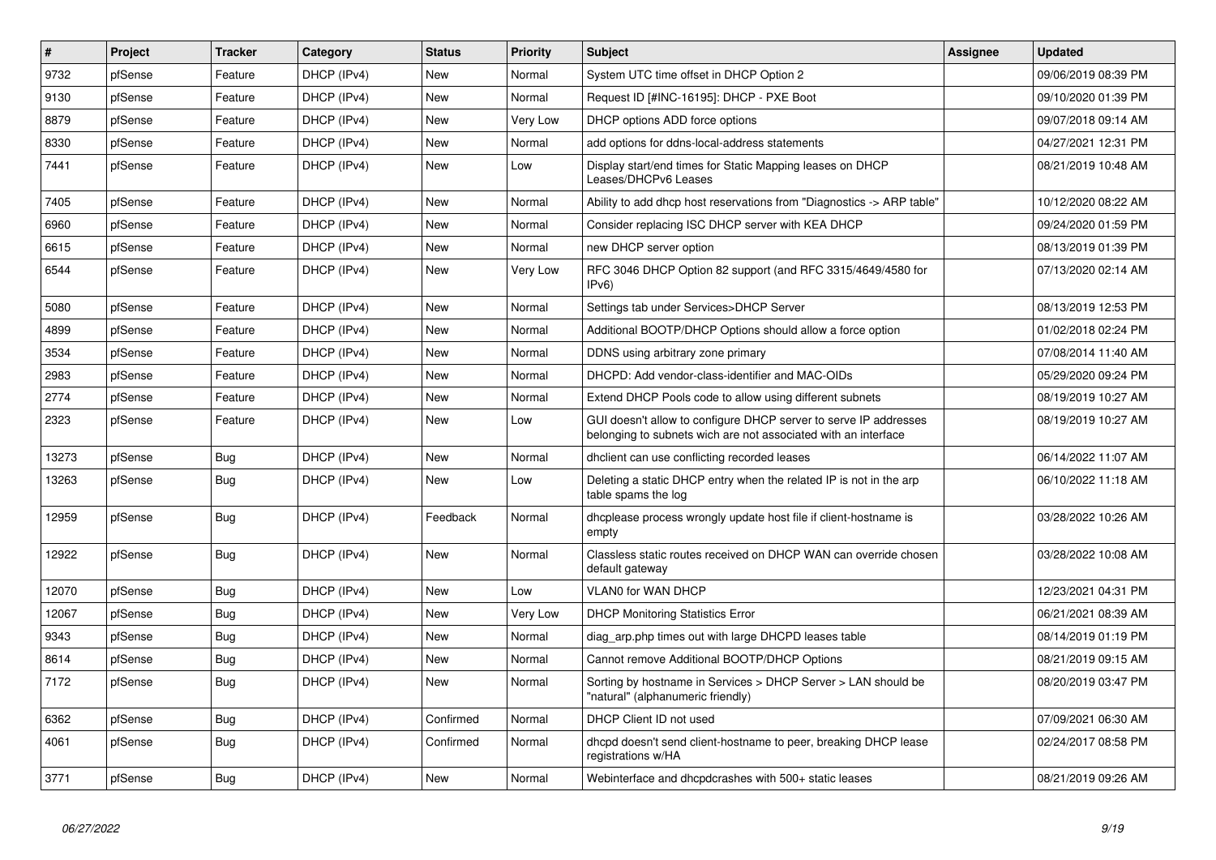| # | Project | Tracker | Category | Status | Priority | Subject | Assignee | Updated |
|---|---|---|---|---|---|---|---|---|
| 9732 | pfSense | Feature | DHCP (IPv4) | New | Normal | System UTC time offset in DHCP Option 2 | | 09/06/2019 08:39 PM |
| 9130 | pfSense | Feature | DHCP (IPv4) | New | Normal | Request ID [#INC-16195]: DHCP - PXE Boot | | 09/10/2020 01:39 PM |
| 8879 | pfSense | Feature | DHCP (IPv4) | New | Very Low | DHCP options ADD force options | | 09/07/2018 09:14 AM |
| 8330 | pfSense | Feature | DHCP (IPv4) | New | Normal | add options for ddns-local-address statements | | 04/27/2021 12:31 PM |
| 7441 | pfSense | Feature | DHCP (IPv4) | New | Low | Display start/end times for Static Mapping leases on DHCP Leases/DHCPv6 Leases | | 08/21/2019 10:48 AM |
| 7405 | pfSense | Feature | DHCP (IPv4) | New | Normal | Ability to add dhcp host reservations from "Diagnostics -> ARP table" | | 10/12/2020 08:22 AM |
| 6960 | pfSense | Feature | DHCP (IPv4) | New | Normal | Consider replacing ISC DHCP server with KEA DHCP | | 09/24/2020 01:59 PM |
| 6615 | pfSense | Feature | DHCP (IPv4) | New | Normal | new DHCP server option | | 08/13/2019 01:39 PM |
| 6544 | pfSense | Feature | DHCP (IPv4) | New | Very Low | RFC 3046 DHCP Option 82 support (and RFC 3315/4649/4580 for IPv6) | | 07/13/2020 02:14 AM |
| 5080 | pfSense | Feature | DHCP (IPv4) | New | Normal | Settings tab under Services>DHCP Server | | 08/13/2019 12:53 PM |
| 4899 | pfSense | Feature | DHCP (IPv4) | New | Normal | Additional BOOTP/DHCP Options should allow a force option | | 01/02/2018 02:24 PM |
| 3534 | pfSense | Feature | DHCP (IPv4) | New | Normal | DDNS using arbitrary zone primary | | 07/08/2014 11:40 AM |
| 2983 | pfSense | Feature | DHCP (IPv4) | New | Normal | DHCPD: Add vendor-class-identifier and MAC-OIDs | | 05/29/2020 09:24 PM |
| 2774 | pfSense | Feature | DHCP (IPv4) | New | Normal | Extend DHCP Pools code to allow using different subnets | | 08/19/2019 10:27 AM |
| 2323 | pfSense | Feature | DHCP (IPv4) | New | Low | GUI doesn't allow to configure DHCP server to serve IP addresses belonging to subnets wich are not associated with an interface | | 08/19/2019 10:27 AM |
| 13273 | pfSense | Bug | DHCP (IPv4) | New | Normal | dhclient can use conflicting recorded leases | | 06/14/2022 11:07 AM |
| 13263 | pfSense | Bug | DHCP (IPv4) | New | Low | Deleting a static DHCP entry when the related IP is not in the arp table spams the log | | 06/10/2022 11:18 AM |
| 12959 | pfSense | Bug | DHCP (IPv4) | Feedback | Normal | dhcplease process wrongly update host file if client-hostname is empty | | 03/28/2022 10:26 AM |
| 12922 | pfSense | Bug | DHCP (IPv4) | New | Normal | Classless static routes received on DHCP WAN can override chosen default gateway | | 03/28/2022 10:08 AM |
| 12070 | pfSense | Bug | DHCP (IPv4) | New | Low | VLAN0 for WAN DHCP | | 12/23/2021 04:31 PM |
| 12067 | pfSense | Bug | DHCP (IPv4) | New | Very Low | DHCP Monitoring Statistics Error | | 06/21/2021 08:39 AM |
| 9343 | pfSense | Bug | DHCP (IPv4) | New | Normal | diag_arp.php times out with large DHCPD leases table | | 08/14/2019 01:19 PM |
| 8614 | pfSense | Bug | DHCP (IPv4) | New | Normal | Cannot remove Additional BOOTP/DHCP Options | | 08/21/2019 09:15 AM |
| 7172 | pfSense | Bug | DHCP (IPv4) | New | Normal | Sorting by hostname in Services > DHCP Server > LAN should be "natural" (alphanumeric friendly) | | 08/20/2019 03:47 PM |
| 6362 | pfSense | Bug | DHCP (IPv4) | Confirmed | Normal | DHCP Client ID not used | | 07/09/2021 06:30 AM |
| 4061 | pfSense | Bug | DHCP (IPv4) | Confirmed | Normal | dhcpd doesn't send client-hostname to peer, breaking DHCP lease registrations w/HA | | 02/24/2017 08:58 PM |
| 3771 | pfSense | Bug | DHCP (IPv4) | New | Normal | Webinterface and dhcpdcrashes with 500+ static leases | | 08/21/2019 09:26 AM |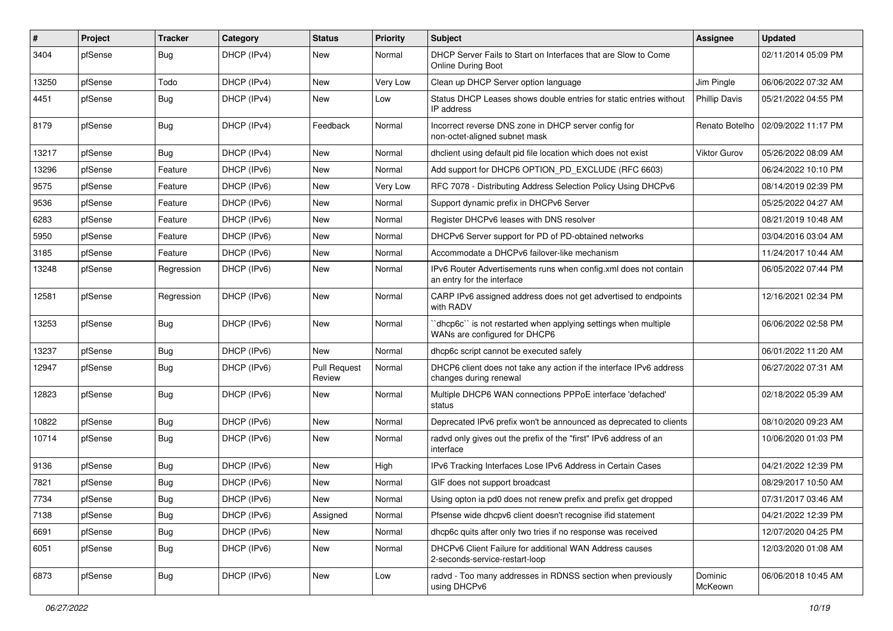| # | Project | Tracker | Category | Status | Priority | Subject | Assignee | Updated |
|---|---|---|---|---|---|---|---|---|
| 3404 | pfSense | Bug | DHCP (IPv4) | New | Normal | DHCP Server Fails to Start on Interfaces that are Slow to Come Online During Boot | | 02/11/2014 05:09 PM |
| 13250 | pfSense | Todo | DHCP (IPv4) | New | Very Low | Clean up DHCP Server option language | Jim Pingle | 06/06/2022 07:32 AM |
| 4451 | pfSense | Bug | DHCP (IPv4) | New | Low | Status DHCP Leases shows double entries for static entries without IP address | Phillip Davis | 05/21/2022 04:55 PM |
| 8179 | pfSense | Bug | DHCP (IPv4) | Feedback | Normal | Incorrect reverse DNS zone in DHCP server config for non-octet-aligned subnet mask | Renato Botelho | 02/09/2022 11:17 PM |
| 13217 | pfSense | Bug | DHCP (IPv4) | New | Normal | dhclient using default pid file location which does not exist | Viktor Gurov | 05/26/2022 08:09 AM |
| 13296 | pfSense | Feature | DHCP (IPv6) | New | Normal | Add support for DHCP6 OPTION_PD_EXCLUDE (RFC 6603) | | 06/24/2022 10:10 PM |
| 9575 | pfSense | Feature | DHCP (IPv6) | New | Very Low | RFC 7078 - Distributing Address Selection Policy Using DHCPv6 | | 08/14/2019 02:39 PM |
| 9536 | pfSense | Feature | DHCP (IPv6) | New | Normal | Support dynamic prefix in DHCPv6 Server | | 05/25/2022 04:27 AM |
| 6283 | pfSense | Feature | DHCP (IPv6) | New | Normal | Register DHCPv6 leases with DNS resolver | | 08/21/2019 10:48 AM |
| 5950 | pfSense | Feature | DHCP (IPv6) | New | Normal | DHCPv6 Server support for PD of PD-obtained networks | | 03/04/2016 03:04 AM |
| 3185 | pfSense | Feature | DHCP (IPv6) | New | Normal | Accommodate a DHCPv6 failover-like mechanism | | 11/24/2017 10:44 AM |
| 13248 | pfSense | Regression | DHCP (IPv6) | New | Normal | IPv6 Router Advertisements runs when config.xml does not contain an entry for the interface | | 06/05/2022 07:44 PM |
| 12581 | pfSense | Regression | DHCP (IPv6) | New | Normal | CARP IPv6 assigned address does not get advertised to endpoints with RADV | | 12/16/2021 02:34 PM |
| 13253 | pfSense | Bug | DHCP (IPv6) | New | Normal | ``dhcp6c`` is not restarted when applying settings when multiple WANs are configured for DHCP6 | | 06/06/2022 02:58 PM |
| 13237 | pfSense | Bug | DHCP (IPv6) | New | Normal | dhcp6c script cannot be executed safely | | 06/01/2022 11:20 AM |
| 12947 | pfSense | Bug | DHCP (IPv6) | Pull Request Review | Normal | DHCP6 client does not take any action if the interface IPv6 address changes during renewal | | 06/27/2022 07:31 AM |
| 12823 | pfSense | Bug | DHCP (IPv6) | New | Normal | Multiple DHCP6 WAN connections PPPoE interface 'defached' status | | 02/18/2022 05:39 AM |
| 10822 | pfSense | Bug | DHCP (IPv6) | New | Normal | Deprecated IPv6 prefix won't be announced as deprecated to clients | | 08/10/2020 09:23 AM |
| 10714 | pfSense | Bug | DHCP (IPv6) | New | Normal | radvd only gives out the prefix of the "first" IPv6 address of an interface | | 10/06/2020 01:03 PM |
| 9136 | pfSense | Bug | DHCP (IPv6) | New | High | IPv6 Tracking Interfaces Lose IPv6 Address in Certain Cases | | 04/21/2022 12:39 PM |
| 7821 | pfSense | Bug | DHCP (IPv6) | New | Normal | GIF does not support broadcast | | 08/29/2017 10:50 AM |
| 7734 | pfSense | Bug | DHCP (IPv6) | New | Normal | Using opton ia pd0 does not renew prefix and prefix get dropped | | 07/31/2017 03:46 AM |
| 7138 | pfSense | Bug | DHCP (IPv6) | Assigned | Normal | Pfsense wide dhcpv6 client doesn't recognise ifid statement | | 04/21/2022 12:39 PM |
| 6691 | pfSense | Bug | DHCP (IPv6) | New | Normal | dhcp6c quits after only two tries if no response was received | | 12/07/2020 04:25 PM |
| 6051 | pfSense | Bug | DHCP (IPv6) | New | Normal | DHCPv6 Client Failure for additional WAN Address causes 2-seconds-service-restart-loop | | 12/03/2020 01:08 AM |
| 6873 | pfSense | Bug | DHCP (IPv6) | New | Low | radvd - Too many addresses in RDNSS section when previously using DHCPv6 | Dominic McKeown | 06/06/2018 10:45 AM |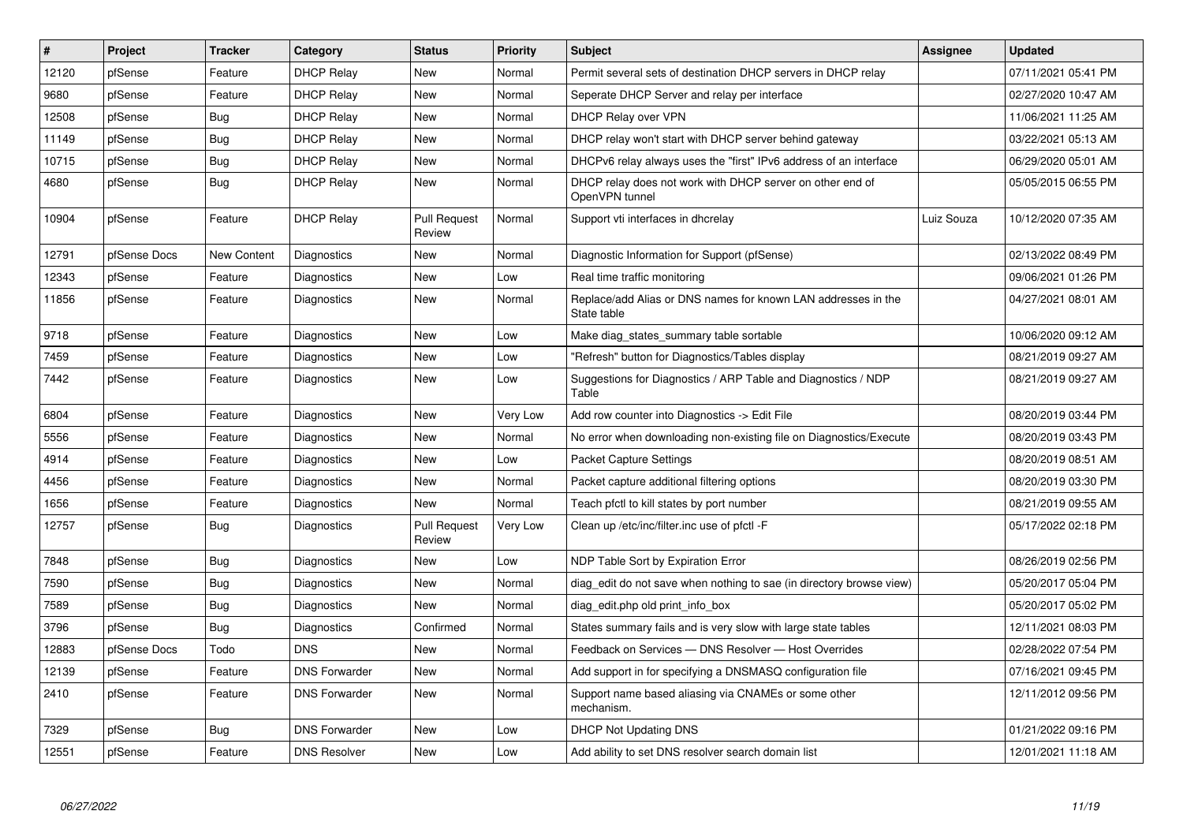| # | Project | Tracker | Category | Status | Priority | Subject | Assignee | Updated |
|---|---|---|---|---|---|---|---|---|
| 12120 | pfSense | Feature | DHCP Relay | New | Normal | Permit several sets of destination DHCP servers in DHCP relay | | 07/11/2021 05:41 PM |
| 9680 | pfSense | Feature | DHCP Relay | New | Normal | Seperate DHCP Server and relay per interface | | 02/27/2020 10:47 AM |
| 12508 | pfSense | Bug | DHCP Relay | New | Normal | DHCP Relay over VPN | | 11/06/2021 11:25 AM |
| 11149 | pfSense | Bug | DHCP Relay | New | Normal | DHCP relay won't start with DHCP server behind gateway | | 03/22/2021 05:13 AM |
| 10715 | pfSense | Bug | DHCP Relay | New | Normal | DHCPv6 relay always uses the "first" IPv6 address of an interface | | 06/29/2020 05:01 AM |
| 4680 | pfSense | Bug | DHCP Relay | New | Normal | DHCP relay does not work with DHCP server on other end of OpenVPN tunnel | | 05/05/2015 06:55 PM |
| 10904 | pfSense | Feature | DHCP Relay | Pull Request Review | Normal | Support vti interfaces in dhcrelay | Luiz Souza | 10/12/2020 07:35 AM |
| 12791 | pfSense Docs | New Content | Diagnostics | New | Normal | Diagnostic Information for Support (pfSense) | | 02/13/2022 08:49 PM |
| 12343 | pfSense | Feature | Diagnostics | New | Low | Real time traffic monitoring | | 09/06/2021 01:26 PM |
| 11856 | pfSense | Feature | Diagnostics | New | Normal | Replace/add Alias or DNS names for known LAN addresses in the State table | | 04/27/2021 08:01 AM |
| 9718 | pfSense | Feature | Diagnostics | New | Low | Make diag_states_summary table sortable | | 10/06/2020 09:12 AM |
| 7459 | pfSense | Feature | Diagnostics | New | Low | "Refresh" button for Diagnostics/Tables display | | 08/21/2019 09:27 AM |
| 7442 | pfSense | Feature | Diagnostics | New | Low | Suggestions for Diagnostics / ARP Table and Diagnostics / NDP Table | | 08/21/2019 09:27 AM |
| 6804 | pfSense | Feature | Diagnostics | New | Very Low | Add row counter into Diagnostics -> Edit File | | 08/20/2019 03:44 PM |
| 5556 | pfSense | Feature | Diagnostics | New | Normal | No error when downloading non-existing file on Diagnostics/Execute | | 08/20/2019 03:43 PM |
| 4914 | pfSense | Feature | Diagnostics | New | Low | Packet Capture Settings | | 08/20/2019 08:51 AM |
| 4456 | pfSense | Feature | Diagnostics | New | Normal | Packet capture additional filtering options | | 08/20/2019 03:30 PM |
| 1656 | pfSense | Feature | Diagnostics | New | Normal | Teach pfctl to kill states by port number | | 08/21/2019 09:55 AM |
| 12757 | pfSense | Bug | Diagnostics | Pull Request Review | Very Low | Clean up /etc/inc/filter.inc use of pfctl -F | | 05/17/2022 02:18 PM |
| 7848 | pfSense | Bug | Diagnostics | New | Low | NDP Table Sort by Expiration Error | | 08/26/2019 02:56 PM |
| 7590 | pfSense | Bug | Diagnostics | New | Normal | diag_edit do not save when nothing to sae (in directory browse view) | | 05/20/2017 05:04 PM |
| 7589 | pfSense | Bug | Diagnostics | New | Normal | diag_edit.php old print_info_box | | 05/20/2017 05:02 PM |
| 3796 | pfSense | Bug | Diagnostics | Confirmed | Normal | States summary fails and is very slow with large state tables | | 12/11/2021 08:03 PM |
| 12883 | pfSense Docs | Todo | DNS | New | Normal | Feedback on Services — DNS Resolver — Host Overrides | | 02/28/2022 07:54 PM |
| 12139 | pfSense | Feature | DNS Forwarder | New | Normal | Add support in for specifying a DNSMASQ configuration file | | 07/16/2021 09:45 PM |
| 2410 | pfSense | Feature | DNS Forwarder | New | Normal | Support name based aliasing via CNAMEs or some other mechanism. | | 12/11/2012 09:56 PM |
| 7329 | pfSense | Bug | DNS Forwarder | New | Low | DHCP Not Updating DNS | | 01/21/2022 09:16 PM |
| 12551 | pfSense | Feature | DNS Resolver | New | Low | Add ability to set DNS resolver search domain list | | 12/01/2021 11:18 AM |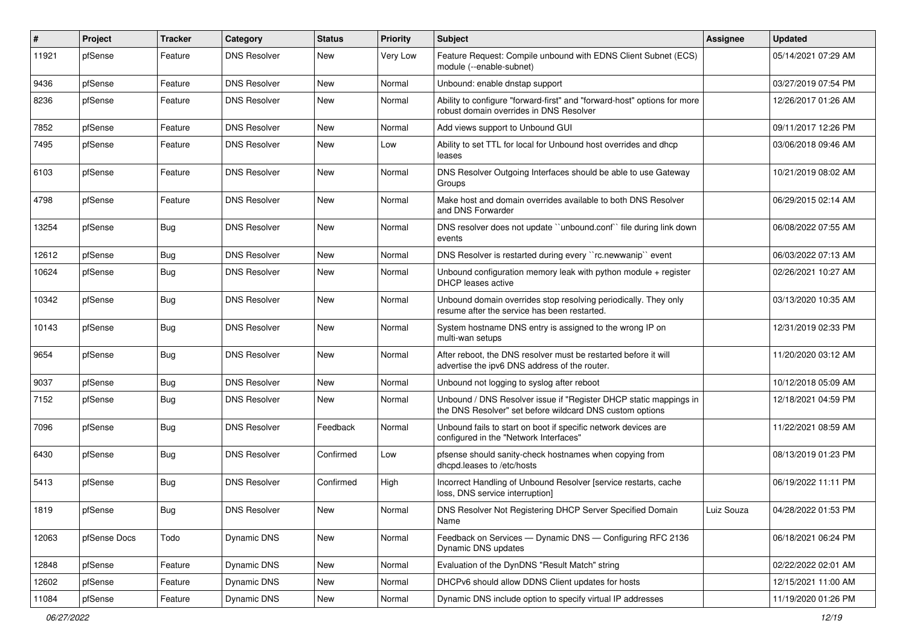| # | Project | Tracker | Category | Status | Priority | Subject | Assignee | Updated |
| --- | --- | --- | --- | --- | --- | --- | --- | --- |
| 11921 | pfSense | Feature | DNS Resolver | New | Very Low | Feature Request: Compile unbound with EDNS Client Subnet (ECS) module (--enable-subnet) | | 05/14/2021 07:29 AM |
| 9436 | pfSense | Feature | DNS Resolver | New | Normal | Unbound: enable dnstap support | | 03/27/2019 07:54 PM |
| 8236 | pfSense | Feature | DNS Resolver | New | Normal | Ability to configure "forward-first" and "forward-host" options for more robust domain overrides in DNS Resolver | | 12/26/2017 01:26 AM |
| 7852 | pfSense | Feature | DNS Resolver | New | Normal | Add views support to Unbound GUI | | 09/11/2017 12:26 PM |
| 7495 | pfSense | Feature | DNS Resolver | New | Low | Ability to set TTL for local for Unbound host overrides and dhcp leases | | 03/06/2018 09:46 AM |
| 6103 | pfSense | Feature | DNS Resolver | New | Normal | DNS Resolver Outgoing Interfaces should be able to use Gateway Groups | | 10/21/2019 08:02 AM |
| 4798 | pfSense | Feature | DNS Resolver | New | Normal | Make host and domain overrides available to both DNS Resolver and DNS Forwarder | | 06/29/2015 02:14 AM |
| 13254 | pfSense | Bug | DNS Resolver | New | Normal | DNS resolver does not update ``unbound.conf`` file during link down events | | 06/08/2022 07:55 AM |
| 12612 | pfSense | Bug | DNS Resolver | New | Normal | DNS Resolver is restarted during every ``rc.newwanip`` event | | 06/03/2022 07:13 AM |
| 10624 | pfSense | Bug | DNS Resolver | New | Normal | Unbound configuration memory leak with python module + register DHCP leases active | | 02/26/2021 10:27 AM |
| 10342 | pfSense | Bug | DNS Resolver | New | Normal | Unbound domain overrides stop resolving periodically. They only resume after the service has been restarted. | | 03/13/2020 10:35 AM |
| 10143 | pfSense | Bug | DNS Resolver | New | Normal | System hostname DNS entry is assigned to the wrong IP on multi-wan setups | | 12/31/2019 02:33 PM |
| 9654 | pfSense | Bug | DNS Resolver | New | Normal | After reboot, the DNS resolver must be restarted before it will advertise the ipv6 DNS address of the router. | | 11/20/2020 03:12 AM |
| 9037 | pfSense | Bug | DNS Resolver | New | Normal | Unbound not logging to syslog after reboot | | 10/12/2018 05:09 AM |
| 7152 | pfSense | Bug | DNS Resolver | New | Normal | Unbound / DNS Resolver issue if "Register DHCP static mappings in the DNS Resolver" set before wildcard DNS custom options | | 12/18/2021 04:59 PM |
| 7096 | pfSense | Bug | DNS Resolver | Feedback | Normal | Unbound fails to start on boot if specific network devices are configured in the "Network Interfaces" | | 11/22/2021 08:59 AM |
| 6430 | pfSense | Bug | DNS Resolver | Confirmed | Low | pfsense should sanity-check hostnames when copying from dhcpd.leases to /etc/hosts | | 08/13/2019 01:23 PM |
| 5413 | pfSense | Bug | DNS Resolver | Confirmed | High | Incorrect Handling of Unbound Resolver [service restarts, cache loss, DNS service interruption] | | 06/19/2022 11:11 PM |
| 1819 | pfSense | Bug | DNS Resolver | New | Normal | DNS Resolver Not Registering DHCP Server Specified Domain Name | Luiz Souza | 04/28/2022 01:53 PM |
| 12063 | pfSense Docs | Todo | Dynamic DNS | New | Normal | Feedback on Services — Dynamic DNS — Configuring RFC 2136 Dynamic DNS updates | | 06/18/2021 06:24 PM |
| 12848 | pfSense | Feature | Dynamic DNS | New | Normal | Evaluation of the DynDNS "Result Match" string | | 02/22/2022 02:01 AM |
| 12602 | pfSense | Feature | Dynamic DNS | New | Normal | DHCPv6 should allow DDNS Client updates for hosts | | 12/15/2021 11:00 AM |
| 11084 | pfSense | Feature | Dynamic DNS | New | Normal | Dynamic DNS include option to specify virtual IP addresses | | 11/19/2020 01:26 PM |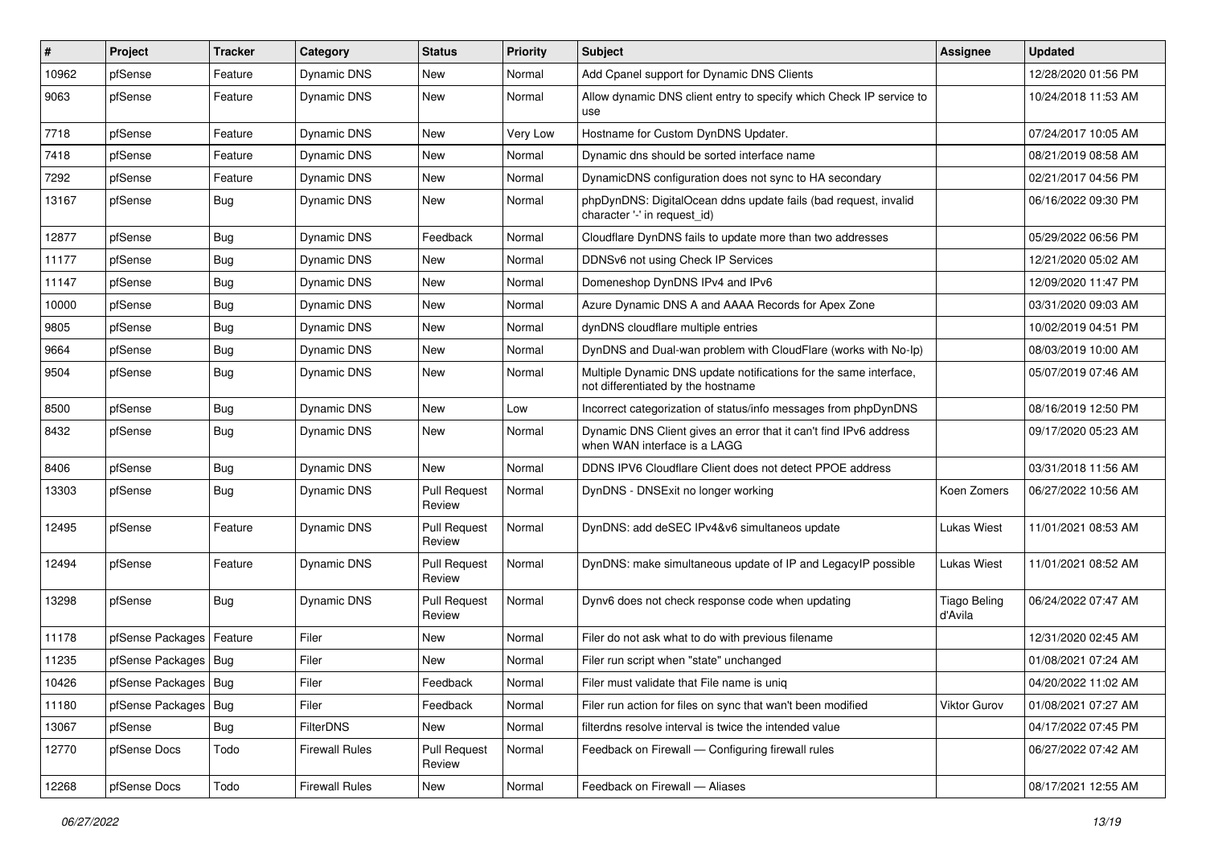| # | Project | Tracker | Category | Status | Priority | Subject | Assignee | Updated |
|---|---|---|---|---|---|---|---|---|
| 10962 | pfSense | Feature | Dynamic DNS | New | Normal | Add Cpanel support for Dynamic DNS Clients | | 12/28/2020 01:56 PM |
| 9063 | pfSense | Feature | Dynamic DNS | New | Normal | Allow dynamic DNS client entry to specify which Check IP service to use | | 10/24/2018 11:53 AM |
| 7718 | pfSense | Feature | Dynamic DNS | New | Very Low | Hostname for Custom DynDNS Updater. | | 07/24/2017 10:05 AM |
| 7418 | pfSense | Feature | Dynamic DNS | New | Normal | Dynamic dns should be sorted interface name | | 08/21/2019 08:58 AM |
| 7292 | pfSense | Feature | Dynamic DNS | New | Normal | DynamicDNS configuration does not sync to HA secondary | | 02/21/2017 04:56 PM |
| 13167 | pfSense | Bug | Dynamic DNS | New | Normal | phpDynDNS: DigitalOcean ddns update fails (bad request, invalid character '-' in request_id) | | 06/16/2022 09:30 PM |
| 12877 | pfSense | Bug | Dynamic DNS | Feedback | Normal | Cloudflare DynDNS fails to update more than two addresses | | 05/29/2022 06:56 PM |
| 11177 | pfSense | Bug | Dynamic DNS | New | Normal | DDNSv6 not using Check IP Services | | 12/21/2020 05:02 AM |
| 11147 | pfSense | Bug | Dynamic DNS | New | Normal | Domeneshop DynDNS IPv4 and IPv6 | | 12/09/2020 11:47 PM |
| 10000 | pfSense | Bug | Dynamic DNS | New | Normal | Azure Dynamic DNS A and AAAA Records for Apex Zone | | 03/31/2020 09:03 AM |
| 9805 | pfSense | Bug | Dynamic DNS | New | Normal | dynDNS cloudflare multiple entries | | 10/02/2019 04:51 PM |
| 9664 | pfSense | Bug | Dynamic DNS | New | Normal | DynDNS and Dual-wan problem with CloudFlare (works with No-Ip) | | 08/03/2019 10:00 AM |
| 9504 | pfSense | Bug | Dynamic DNS | New | Normal | Multiple Dynamic DNS update notifications for the same interface, not differentiated by the hostname | | 05/07/2019 07:46 AM |
| 8500 | pfSense | Bug | Dynamic DNS | New | Low | Incorrect categorization of status/info messages from phpDynDNS | | 08/16/2019 12:50 PM |
| 8432 | pfSense | Bug | Dynamic DNS | New | Normal | Dynamic DNS Client gives an error that it can't find IPv6 address when WAN interface is a LAGG | | 09/17/2020 05:23 AM |
| 8406 | pfSense | Bug | Dynamic DNS | New | Normal | DDNS IPV6 Cloudflare Client does not detect PPOE address | | 03/31/2018 11:56 AM |
| 13303 | pfSense | Bug | Dynamic DNS | Pull Request Review | Normal | DynDNS - DNSExit no longer working | Koen Zomers | 06/27/2022 10:56 AM |
| 12495 | pfSense | Feature | Dynamic DNS | Pull Request Review | Normal | DynDNS: add deSEC IPv4&v6 simultaneos update | Lukas Wiest | 11/01/2021 08:53 AM |
| 12494 | pfSense | Feature | Dynamic DNS | Pull Request Review | Normal | DynDNS: make simultaneous update of IP and LegacyIP possible | Lukas Wiest | 11/01/2021 08:52 AM |
| 13298 | pfSense | Bug | Dynamic DNS | Pull Request Review | Normal | Dynv6 does not check response code when updating | Tiago Beling d'Avila | 06/24/2022 07:47 AM |
| 11178 | pfSense Packages | Feature | Filer | New | Normal | Filer do not ask what to do with previous filename | | 12/31/2020 02:45 AM |
| 11235 | pfSense Packages | Bug | Filer | New | Normal | Filer run script when "state" unchanged | | 01/08/2021 07:24 AM |
| 10426 | pfSense Packages | Bug | Filer | Feedback | Normal | Filer must validate that File name is uniq | | 04/20/2022 11:02 AM |
| 11180 | pfSense Packages | Bug | Filer | Feedback | Normal | Filer run action for files on sync that wan't been modified | Viktor Gurov | 01/08/2021 07:27 AM |
| 13067 | pfSense | Bug | FilterDNS | New | Normal | filterdns resolve interval is twice the intended value | | 04/17/2022 07:45 PM |
| 12770 | pfSense Docs | Todo | Firewall Rules | Pull Request Review | Normal | Feedback on Firewall — Configuring firewall rules | | 06/27/2022 07:42 AM |
| 12268 | pfSense Docs | Todo | Firewall Rules | New | Normal | Feedback on Firewall — Aliases | | 08/17/2021 12:55 AM |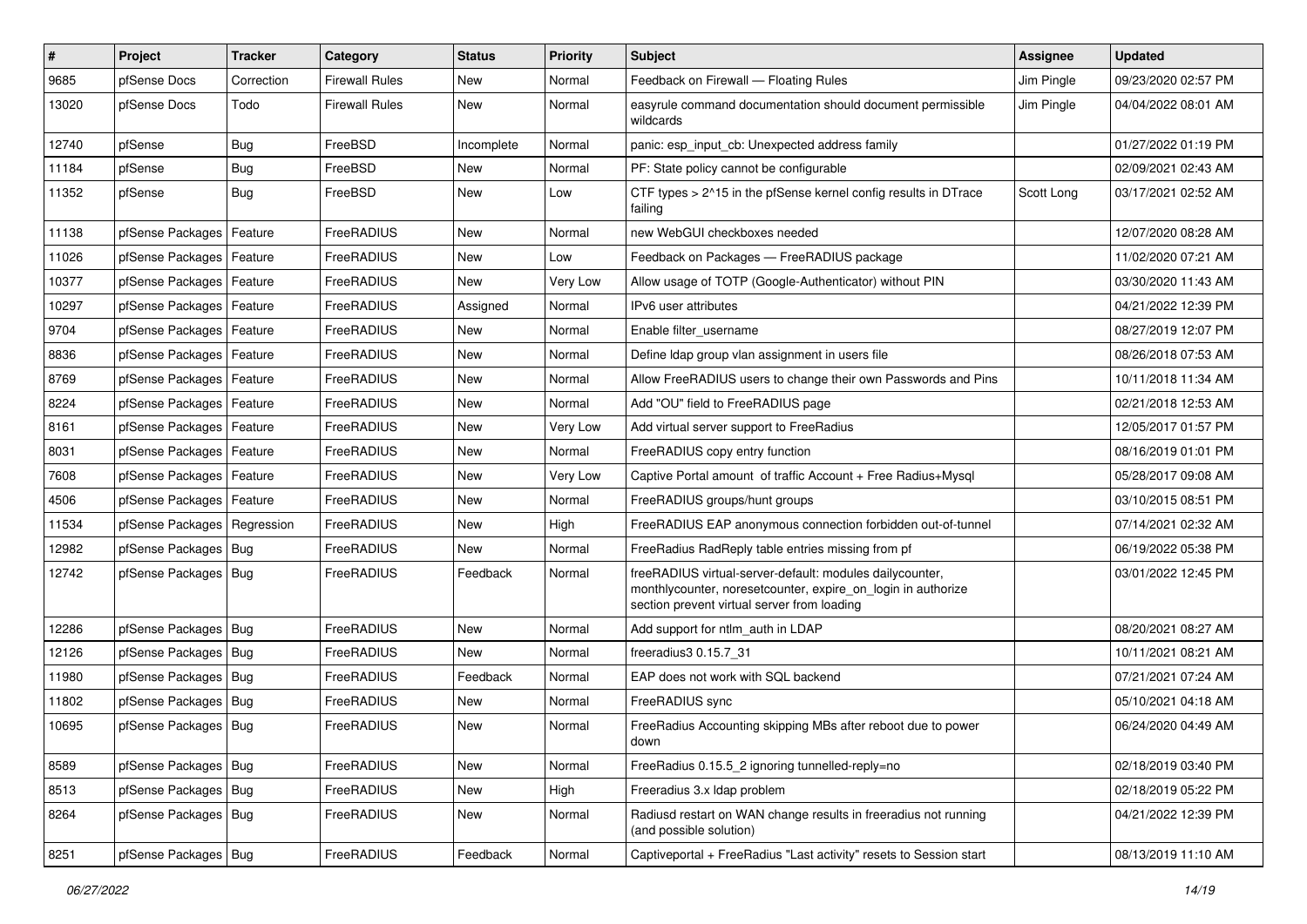| # | Project | Tracker | Category | Status | Priority | Subject | Assignee | Updated |
|---|---|---|---|---|---|---|---|---|
| 9685 | pfSense Docs | Correction | Firewall Rules | New | Normal | Feedback on Firewall — Floating Rules | Jim Pingle | 09/23/2020 02:57 PM |
| 13020 | pfSense Docs | Todo | Firewall Rules | New | Normal | easyrule command documentation should document permissible wildcards | Jim Pingle | 04/04/2022 08:01 AM |
| 12740 | pfSense | Bug | FreeBSD | Incomplete | Normal | panic: esp_input_cb: Unexpected address family | | 01/27/2022 01:19 PM |
| 11184 | pfSense | Bug | FreeBSD | New | Normal | PF: State policy cannot be configurable | | 02/09/2021 02:43 AM |
| 11352 | pfSense | Bug | FreeBSD | New | Low | CTF types > 2^15 in the pfSense kernel config results in DTrace failing | Scott Long | 03/17/2021 02:52 AM |
| 11138 | pfSense Packages | Feature | FreeRADIUS | New | Normal | new WebGUI checkboxes needed | | 12/07/2020 08:28 AM |
| 11026 | pfSense Packages | Feature | FreeRADIUS | New | Low | Feedback on Packages — FreeRADIUS package | | 11/02/2020 07:21 AM |
| 10377 | pfSense Packages | Feature | FreeRADIUS | New | Very Low | Allow usage of TOTP (Google-Authenticator) without PIN | | 03/30/2020 11:43 AM |
| 10297 | pfSense Packages | Feature | FreeRADIUS | Assigned | Normal | IPv6 user attributes | | 04/21/2022 12:39 PM |
| 9704 | pfSense Packages | Feature | FreeRADIUS | New | Normal | Enable filter_username | | 08/27/2019 12:07 PM |
| 8836 | pfSense Packages | Feature | FreeRADIUS | New | Normal | Define ldap group vlan assignment in users file | | 08/26/2018 07:53 AM |
| 8769 | pfSense Packages | Feature | FreeRADIUS | New | Normal | Allow FreeRADIUS users to change their own Passwords and Pins | | 10/11/2018 11:34 AM |
| 8224 | pfSense Packages | Feature | FreeRADIUS | New | Normal | Add "OU" field to FreeRADIUS page | | 02/21/2018 12:53 AM |
| 8161 | pfSense Packages | Feature | FreeRADIUS | New | Very Low | Add virtual server support to FreeRadius | | 12/05/2017 01:57 PM |
| 8031 | pfSense Packages | Feature | FreeRADIUS | New | Normal | FreeRADIUS copy entry function | | 08/16/2019 01:01 PM |
| 7608 | pfSense Packages | Feature | FreeRADIUS | New | Very Low | Captive Portal amount of traffic Account + Free Radius+Mysql | | 05/28/2017 09:08 AM |
| 4506 | pfSense Packages | Feature | FreeRADIUS | New | Normal | FreeRADIUS groups/hunt groups | | 03/10/2015 08:51 PM |
| 11534 | pfSense Packages | Regression | FreeRADIUS | New | High | FreeRADIUS EAP anonymous connection forbidden out-of-tunnel | | 07/14/2021 02:32 AM |
| 12982 | pfSense Packages | Bug | FreeRADIUS | New | Normal | FreeRadius RadReply table entries missing from pf | | 06/19/2022 05:38 PM |
| 12742 | pfSense Packages | Bug | FreeRADIUS | Feedback | Normal | freeRADIUS virtual-server-default: modules dailycounter, monthlycounter, noresetcounter, expire_on_login in authorize section prevent virtual server from loading | | 03/01/2022 12:45 PM |
| 12286 | pfSense Packages | Bug | FreeRADIUS | New | Normal | Add support for ntlm_auth in LDAP | | 08/20/2021 08:27 AM |
| 12126 | pfSense Packages | Bug | FreeRADIUS | New | Normal | freeradius3 0.15.7_31 | | 10/11/2021 08:21 AM |
| 11980 | pfSense Packages | Bug | FreeRADIUS | Feedback | Normal | EAP does not work with SQL backend | | 07/21/2021 07:24 AM |
| 11802 | pfSense Packages | Bug | FreeRADIUS | New | Normal | FreeRADIUS sync | | 05/10/2021 04:18 AM |
| 10695 | pfSense Packages | Bug | FreeRADIUS | New | Normal | FreeRadius Accounting skipping MBs after reboot due to power down | | 06/24/2020 04:49 AM |
| 8589 | pfSense Packages | Bug | FreeRADIUS | New | Normal | FreeRadius 0.15.5_2 ignoring tunnelled-reply=no | | 02/18/2019 03:40 PM |
| 8513 | pfSense Packages | Bug | FreeRADIUS | New | High | Freeradius 3.x ldap problem | | 02/18/2019 05:22 PM |
| 8264 | pfSense Packages | Bug | FreeRADIUS | New | Normal | Radiusd restart on WAN change results in freeradius not running (and possible solution) | | 04/21/2022 12:39 PM |
| 8251 | pfSense Packages | Bug | FreeRADIUS | Feedback | Normal | Captiveportal + FreeRadius "Last activity" resets to Session start | | 08/13/2019 11:10 AM |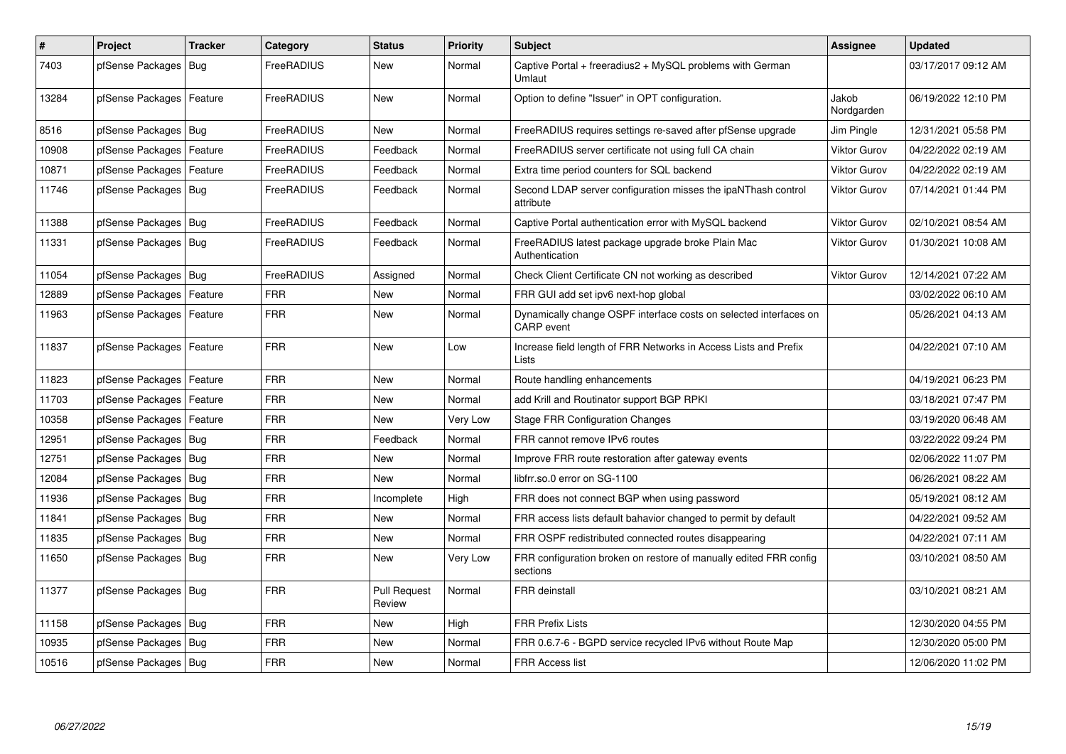| # | Project | Tracker | Category | Status | Priority | Subject | Assignee | Updated |
|---|---|---|---|---|---|---|---|---|
| 7403 | pfSense Packages | Bug | FreeRADIUS | New | Normal | Captive Portal + freeradius2 + MySQL problems with German Umlaut | | 03/17/2017 09:12 AM |
| 13284 | pfSense Packages | Feature | FreeRADIUS | New | Normal | Option to define "Issuer" in OPT configuration. | Jakob Nordgarden | 06/19/2022 12:10 PM |
| 8516 | pfSense Packages | Bug | FreeRADIUS | New | Normal | FreeRADIUS requires settings re-saved after pfSense upgrade | Jim Pingle | 12/31/2021 05:58 PM |
| 10908 | pfSense Packages | Feature | FreeRADIUS | Feedback | Normal | FreeRADIUS server certificate not using full CA chain | Viktor Gurov | 04/22/2022 02:19 AM |
| 10871 | pfSense Packages | Feature | FreeRADIUS | Feedback | Normal | Extra time period counters for SQL backend | Viktor Gurov | 04/22/2022 02:19 AM |
| 11746 | pfSense Packages | Bug | FreeRADIUS | Feedback | Normal | Second LDAP server configuration misses the ipaNThash control attribute | Viktor Gurov | 07/14/2021 01:44 PM |
| 11388 | pfSense Packages | Bug | FreeRADIUS | Feedback | Normal | Captive Portal authentication error with MySQL backend | Viktor Gurov | 02/10/2021 08:54 AM |
| 11331 | pfSense Packages | Bug | FreeRADIUS | Feedback | Normal | FreeRADIUS latest package upgrade broke Plain Mac Authentication | Viktor Gurov | 01/30/2021 10:08 AM |
| 11054 | pfSense Packages | Bug | FreeRADIUS | Assigned | Normal | Check Client Certificate CN not working as described | Viktor Gurov | 12/14/2021 07:22 AM |
| 12889 | pfSense Packages | Feature | FRR | New | Normal | FRR GUI add set ipv6 next-hop global | | 03/02/2022 06:10 AM |
| 11963 | pfSense Packages | Feature | FRR | New | Normal | Dynamically change OSPF interface costs on selected interfaces on CARP event | | 05/26/2021 04:13 AM |
| 11837 | pfSense Packages | Feature | FRR | New | Low | Increase field length of FRR Networks in Access Lists and Prefix Lists | | 04/22/2021 07:10 AM |
| 11823 | pfSense Packages | Feature | FRR | New | Normal | Route handling enhancements | | 04/19/2021 06:23 PM |
| 11703 | pfSense Packages | Feature | FRR | New | Normal | add Krill and Routinator support BGP RPKI | | 03/18/2021 07:47 PM |
| 10358 | pfSense Packages | Feature | FRR | New | Very Low | Stage FRR Configuration Changes | | 03/19/2020 06:48 AM |
| 12951 | pfSense Packages | Bug | FRR | Feedback | Normal | FRR cannot remove IPv6 routes | | 03/22/2022 09:24 PM |
| 12751 | pfSense Packages | Bug | FRR | New | Normal | Improve FRR route restoration after gateway events | | 02/06/2022 11:07 PM |
| 12084 | pfSense Packages | Bug | FRR | New | Normal | libfrr.so.0 error on SG-1100 | | 06/26/2021 08:22 AM |
| 11936 | pfSense Packages | Bug | FRR | Incomplete | High | FRR does not connect BGP when using password | | 05/19/2021 08:12 AM |
| 11841 | pfSense Packages | Bug | FRR | New | Normal | FRR access lists default bahavior changed to permit by default | | 04/22/2021 09:52 AM |
| 11835 | pfSense Packages | Bug | FRR | New | Normal | FRR OSPF redistributed connected routes disappearing | | 04/22/2021 07:11 AM |
| 11650 | pfSense Packages | Bug | FRR | New | Very Low | FRR configuration broken on restore of manually edited FRR config sections | | 03/10/2021 08:50 AM |
| 11377 | pfSense Packages | Bug | FRR | Pull Request Review | Normal | FRR deinstall | | 03/10/2021 08:21 AM |
| 11158 | pfSense Packages | Bug | FRR | New | High | FRR Prefix Lists | | 12/30/2020 04:55 PM |
| 10935 | pfSense Packages | Bug | FRR | New | Normal | FRR 0.6.7-6 - BGPD service recycled IPv6 without Route Map | | 12/30/2020 05:00 PM |
| 10516 | pfSense Packages | Bug | FRR | New | Normal | FRR Access list | | 12/06/2020 11:02 PM |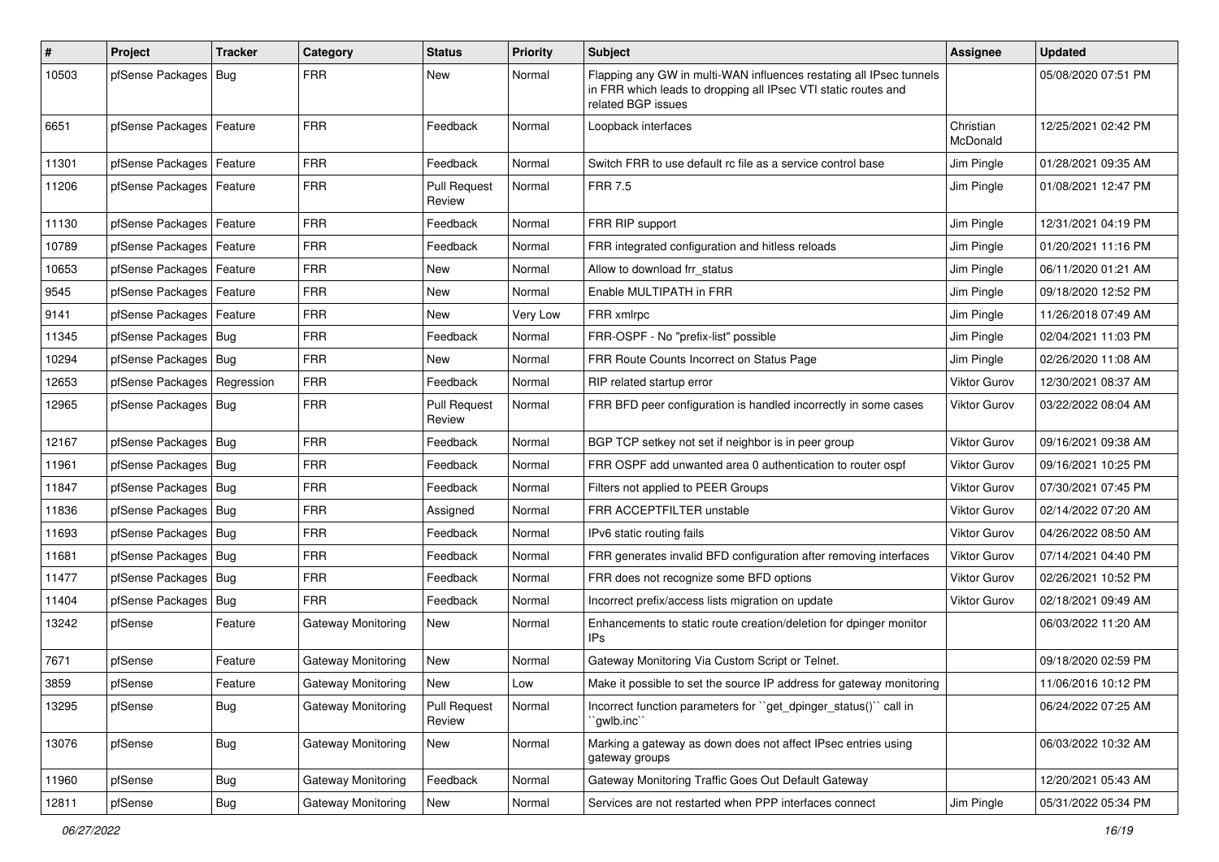| # | Project | Tracker | Category | Status | Priority | Subject | Assignee | Updated |
|---|---|---|---|---|---|---|---|---|
| 10503 | pfSense Packages | Bug | FRR | New | Normal | Flapping any GW in multi-WAN influences restating all IPsec tunnels in FRR which leads to dropping all IPsec VTI static routes and related BGP issues | | 05/08/2020 07:51 PM |
| 6651 | pfSense Packages | Feature | FRR | Feedback | Normal | Loopback interfaces | Christian McDonald | 12/25/2021 02:42 PM |
| 11301 | pfSense Packages | Feature | FRR | Feedback | Normal | Switch FRR to use default rc file as a service control base | Jim Pingle | 01/28/2021 09:35 AM |
| 11206 | pfSense Packages | Feature | FRR | Pull Request Review | Normal | FRR 7.5 | Jim Pingle | 01/08/2021 12:47 PM |
| 11130 | pfSense Packages | Feature | FRR | Feedback | Normal | FRR RIP support | Jim Pingle | 12/31/2021 04:19 PM |
| 10789 | pfSense Packages | Feature | FRR | Feedback | Normal | FRR integrated configuration and hitless reloads | Jim Pingle | 01/20/2021 11:16 PM |
| 10653 | pfSense Packages | Feature | FRR | New | Normal | Allow to download frr_status | Jim Pingle | 06/11/2020 01:21 AM |
| 9545 | pfSense Packages | Feature | FRR | New | Normal | Enable MULTIPATH in FRR | Jim Pingle | 09/18/2020 12:52 PM |
| 9141 | pfSense Packages | Feature | FRR | New | Very Low | FRR xmlrpc | Jim Pingle | 11/26/2018 07:49 AM |
| 11345 | pfSense Packages | Bug | FRR | Feedback | Normal | FRR-OSPF - No "prefix-list" possible | Jim Pingle | 02/04/2021 11:03 PM |
| 10294 | pfSense Packages | Bug | FRR | New | Normal | FRR Route Counts Incorrect on Status Page | Jim Pingle | 02/26/2020 11:08 AM |
| 12653 | pfSense Packages | Regression | FRR | Feedback | Normal | RIP related startup error | Viktor Gurov | 12/30/2021 08:37 AM |
| 12965 | pfSense Packages | Bug | FRR | Pull Request Review | Normal | FRR BFD peer configuration is handled incorrectly in some cases | Viktor Gurov | 03/22/2022 08:04 AM |
| 12167 | pfSense Packages | Bug | FRR | Feedback | Normal | BGP TCP setkey not set if neighbor is in peer group | Viktor Gurov | 09/16/2021 09:38 AM |
| 11961 | pfSense Packages | Bug | FRR | Feedback | Normal | FRR OSPF add unwanted area 0 authentication to router ospf | Viktor Gurov | 09/16/2021 10:25 PM |
| 11847 | pfSense Packages | Bug | FRR | Feedback | Normal | Filters not applied to PEER Groups | Viktor Gurov | 07/30/2021 07:45 PM |
| 11836 | pfSense Packages | Bug | FRR | Assigned | Normal | FRR ACCEPTFILTER unstable | Viktor Gurov | 02/14/2022 07:20 AM |
| 11693 | pfSense Packages | Bug | FRR | Feedback | Normal | IPv6 static routing fails | Viktor Gurov | 04/26/2022 08:50 AM |
| 11681 | pfSense Packages | Bug | FRR | Feedback | Normal | FRR generates invalid BFD configuration after removing interfaces | Viktor Gurov | 07/14/2021 04:40 PM |
| 11477 | pfSense Packages | Bug | FRR | Feedback | Normal | FRR does not recognize some BFD options | Viktor Gurov | 02/26/2021 10:52 PM |
| 11404 | pfSense Packages | Bug | FRR | Feedback | Normal | Incorrect prefix/access lists migration on update | Viktor Gurov | 02/18/2021 09:49 AM |
| 13242 | pfSense | Feature | Gateway Monitoring | New | Normal | Enhancements to static route creation/deletion for dpinger monitor IPs | | 06/03/2022 11:20 AM |
| 7671 | pfSense | Feature | Gateway Monitoring | New | Normal | Gateway Monitoring Via Custom Script or Telnet. | | 09/18/2020 02:59 PM |
| 3859 | pfSense | Feature | Gateway Monitoring | New | Low | Make it possible to set the source IP address for gateway monitoring | | 11/06/2016 10:12 PM |
| 13295 | pfSense | Bug | Gateway Monitoring | Pull Request Review | Normal | Incorrect function parameters for ``get_dpinger_status()`` call in ``gwlb.inc`` | | 06/24/2022 07:25 AM |
| 13076 | pfSense | Bug | Gateway Monitoring | New | Normal | Marking a gateway as down does not affect IPsec entries using gateway groups | | 06/03/2022 10:32 AM |
| 11960 | pfSense | Bug | Gateway Monitoring | Feedback | Normal | Gateway Monitoring Traffic Goes Out Default Gateway | | 12/20/2021 05:43 AM |
| 12811 | pfSense | Bug | Gateway Monitoring | New | Normal | Services are not restarted when PPP interfaces connect | Jim Pingle | 05/31/2022 05:34 PM |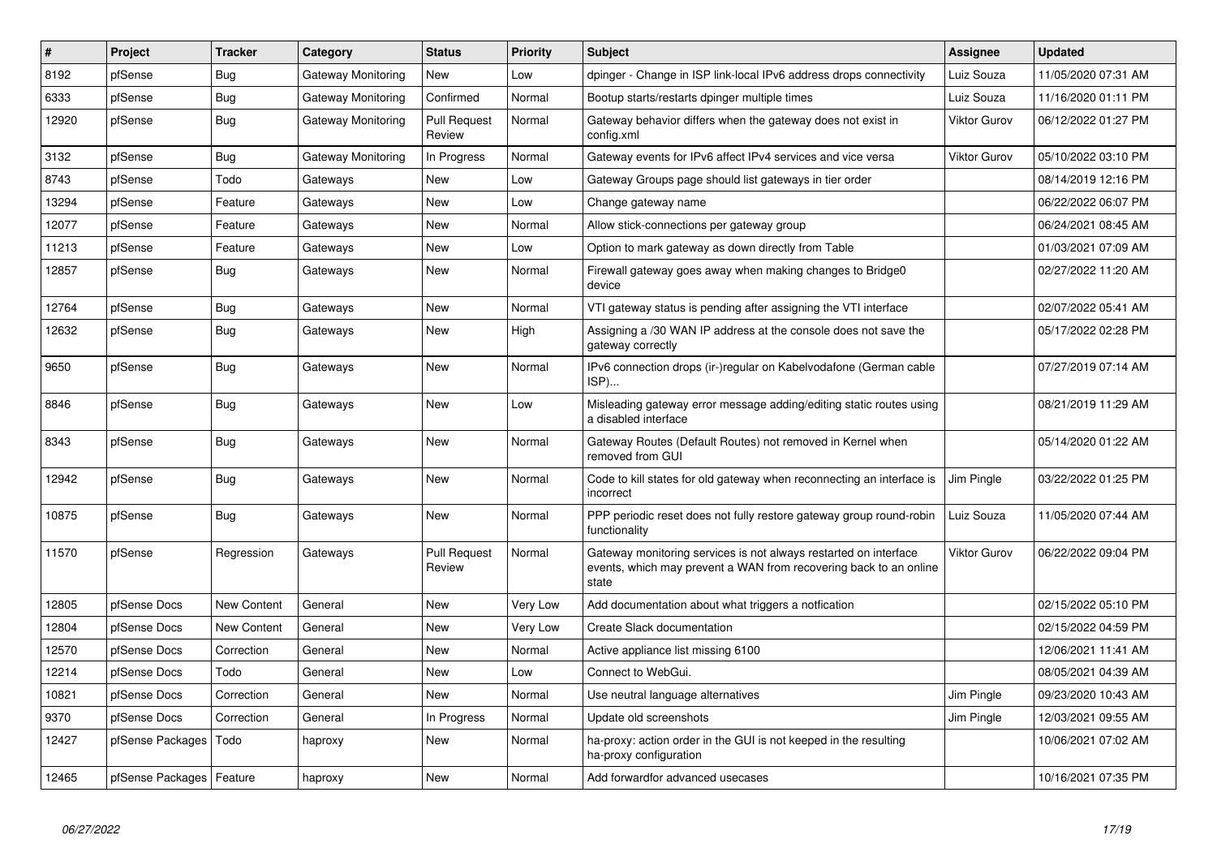| # | Project | Tracker | Category | Status | Priority | Subject | Assignee | Updated |
|---|---|---|---|---|---|---|---|---|
| 8192 | pfSense | Bug | Gateway Monitoring | New | Low | dpinger - Change in ISP link-local IPv6 address drops connectivity | Luiz Souza | 11/05/2020 07:31 AM |
| 6333 | pfSense | Bug | Gateway Monitoring | Confirmed | Normal | Bootup starts/restarts dpinger multiple times | Luiz Souza | 11/16/2020 01:11 PM |
| 12920 | pfSense | Bug | Gateway Monitoring | Pull Request Review | Normal | Gateway behavior differs when the gateway does not exist in config.xml | Viktor Gurov | 06/12/2022 01:27 PM |
| 3132 | pfSense | Bug | Gateway Monitoring | In Progress | Normal | Gateway events for IPv6 affect IPv4 services and vice versa | Viktor Gurov | 05/10/2022 03:10 PM |
| 8743 | pfSense | Todo | Gateways | New | Low | Gateway Groups page should list gateways in tier order | | 08/14/2019 12:16 PM |
| 13294 | pfSense | Feature | Gateways | New | Low | Change gateway name | | 06/22/2022 06:07 PM |
| 12077 | pfSense | Feature | Gateways | New | Normal | Allow stick-connections per gateway group | | 06/24/2021 08:45 AM |
| 11213 | pfSense | Feature | Gateways | New | Low | Option to mark gateway as down directly from Table | | 01/03/2021 07:09 AM |
| 12857 | pfSense | Bug | Gateways | New | Normal | Firewall gateway goes away when making changes to Bridge0 device | | 02/27/2022 11:20 AM |
| 12764 | pfSense | Bug | Gateways | New | Normal | VTI gateway status is pending after assigning the VTI interface | | 02/07/2022 05:41 AM |
| 12632 | pfSense | Bug | Gateways | New | High | Assigning a /30 WAN IP address at the console does not save the gateway correctly | | 05/17/2022 02:28 PM |
| 9650 | pfSense | Bug | Gateways | New | Normal | IPv6 connection drops (ir-)regular on Kabelvodafone (German cable ISP)... | | 07/27/2019 07:14 AM |
| 8846 | pfSense | Bug | Gateways | New | Low | Misleading gateway error message adding/editing static routes using a disabled interface | | 08/21/2019 11:29 AM |
| 8343 | pfSense | Bug | Gateways | New | Normal | Gateway Routes (Default Routes) not removed in Kernel when removed from GUI | | 05/14/2020 01:22 AM |
| 12942 | pfSense | Bug | Gateways | New | Normal | Code to kill states for old gateway when reconnecting an interface is incorrect | Jim Pingle | 03/22/2022 01:25 PM |
| 10875 | pfSense | Bug | Gateways | New | Normal | PPP periodic reset does not fully restore gateway group round-robin functionality | Luiz Souza | 11/05/2020 07:44 AM |
| 11570 | pfSense | Regression | Gateways | Pull Request Review | Normal | Gateway monitoring services is not always restarted on interface events, which may prevent a WAN from recovering back to an online state | Viktor Gurov | 06/22/2022 09:04 PM |
| 12805 | pfSense Docs | New Content | General | New | Very Low | Add documentation about what triggers a notfication | | 02/15/2022 05:10 PM |
| 12804 | pfSense Docs | New Content | General | New | Very Low | Create Slack documentation | | 02/15/2022 04:59 PM |
| 12570 | pfSense Docs | Correction | General | New | Normal | Active appliance list missing 6100 | | 12/06/2021 11:41 AM |
| 12214 | pfSense Docs | Todo | General | New | Low | Connect to WebGui. | | 08/05/2021 04:39 AM |
| 10821 | pfSense Docs | Correction | General | New | Normal | Use neutral language alternatives | Jim Pingle | 09/23/2020 10:43 AM |
| 9370 | pfSense Docs | Correction | General | In Progress | Normal | Update old screenshots | Jim Pingle | 12/03/2021 09:55 AM |
| 12427 | pfSense Packages | Todo | haproxy | New | Normal | ha-proxy: action order in the GUI is not keeped in the resulting ha-proxy configuration | | 10/06/2021 07:02 AM |
| 12465 | pfSense Packages | Feature | haproxy | New | Normal | Add forwardfor advanced usecases | | 10/16/2021 07:35 PM |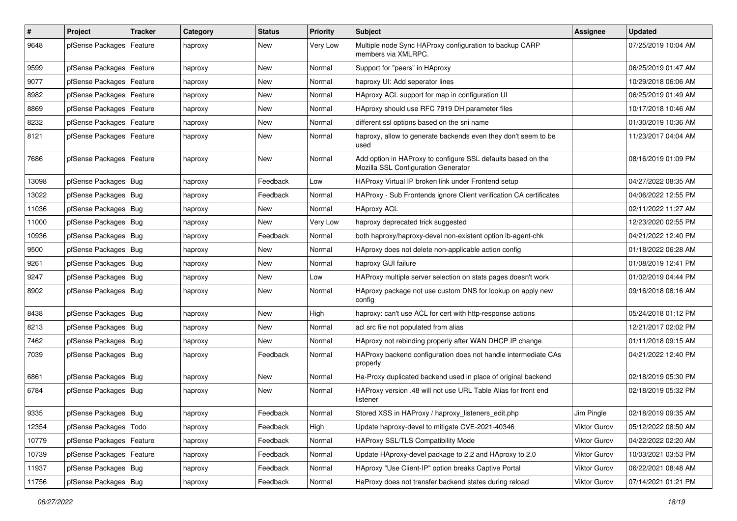| # | Project | Tracker | Category | Status | Priority | Subject | Assignee | Updated |
|---|---|---|---|---|---|---|---|---|
| 9648 | pfSense Packages | Feature | haproxy | New | Very Low | Multiple node Sync HAProxy configuration to backup CARP members via XMLRPC. | | 07/25/2019 10:04 AM |
| 9599 | pfSense Packages | Feature | haproxy | New | Normal | Support for "peers" in HAproxy | | 06/25/2019 01:47 AM |
| 9077 | pfSense Packages | Feature | haproxy | New | Normal | haproxy UI: Add seperator lines | | 10/29/2018 06:06 AM |
| 8982 | pfSense Packages | Feature | haproxy | New | Normal | HAproxy ACL support for map in configuration UI | | 06/25/2019 01:49 AM |
| 8869 | pfSense Packages | Feature | haproxy | New | Normal | HAproxy should use RFC 7919 DH parameter files | | 10/17/2018 10:46 AM |
| 8232 | pfSense Packages | Feature | haproxy | New | Normal | different ssl options based on the sni name | | 01/30/2019 10:36 AM |
| 8121 | pfSense Packages | Feature | haproxy | New | Normal | haproxy, allow to generate backends even they don't seem to be used | | 11/23/2017 04:04 AM |
| 7686 | pfSense Packages | Feature | haproxy | New | Normal | Add option in HAProxy to configure SSL defaults based on the Mozilla SSL Configuration Generator | | 08/16/2019 01:09 PM |
| 13098 | pfSense Packages | Bug | haproxy | Feedback | Low | HAProxy Virtual IP broken link under Frontend setup | | 04/27/2022 08:35 AM |
| 13022 | pfSense Packages | Bug | haproxy | Feedback | Normal | HAProxy - Sub Frontends ignore Client verification CA certificates | | 04/06/2022 12:55 PM |
| 11036 | pfSense Packages | Bug | haproxy | New | Normal | HAproxy ACL | | 02/11/2022 11:27 AM |
| 11000 | pfSense Packages | Bug | haproxy | New | Very Low | haproxy deprecated trick suggested | | 12/23/2020 02:55 PM |
| 10936 | pfSense Packages | Bug | haproxy | Feedback | Normal | both haproxy/haproxy-devel non-existent option lb-agent-chk | | 04/21/2022 12:40 PM |
| 9500 | pfSense Packages | Bug | haproxy | New | Normal | HAproxy does not delete non-applicable action config | | 01/18/2022 06:28 AM |
| 9261 | pfSense Packages | Bug | haproxy | New | Normal | haproxy GUI failure | | 01/08/2019 12:41 PM |
| 9247 | pfSense Packages | Bug | haproxy | New | Low | HAProxy multiple server selection on stats pages doesn't work | | 01/02/2019 04:44 PM |
| 8902 | pfSense Packages | Bug | haproxy | New | Normal | HAproxy package not use custom DNS for lookup on apply new config | | 09/16/2018 08:16 AM |
| 8438 | pfSense Packages | Bug | haproxy | New | High | haproxy: can't use ACL for cert with http-response actions | | 05/24/2018 01:12 PM |
| 8213 | pfSense Packages | Bug | haproxy | New | Normal | acl src file not populated from alias | | 12/21/2017 02:02 PM |
| 7462 | pfSense Packages | Bug | haproxy | New | Normal | HAproxy not rebinding properly after WAN DHCP IP change | | 01/11/2018 09:15 AM |
| 7039 | pfSense Packages | Bug | haproxy | Feedback | Normal | HAProxy backend configuration does not handle intermediate CAs properly | | 04/21/2022 12:40 PM |
| 6861 | pfSense Packages | Bug | haproxy | New | Normal | Ha-Proxy duplicated backend used in place of original backend | | 02/18/2019 05:30 PM |
| 6784 | pfSense Packages | Bug | haproxy | New | Normal | HAProxy version .48 will not use URL Table Alias for front end listener | | 02/18/2019 05:32 PM |
| 9335 | pfSense Packages | Bug | haproxy | Feedback | Normal | Stored XSS in HAProxy / haproxy_listeners_edit.php | Jim Pingle | 02/18/2019 09:35 AM |
| 12354 | pfSense Packages | Todo | haproxy | Feedback | High | Update haproxy-devel to mitigate CVE-2021-40346 | Viktor Gurov | 05/12/2022 08:50 AM |
| 10779 | pfSense Packages | Feature | haproxy | Feedback | Normal | HAProxy SSL/TLS Compatibility Mode | Viktor Gurov | 04/22/2022 02:20 AM |
| 10739 | pfSense Packages | Feature | haproxy | Feedback | Normal | Update HAproxy-devel package to 2.2 and HAproxy to 2.0 | Viktor Gurov | 10/03/2021 03:53 PM |
| 11937 | pfSense Packages | Bug | haproxy | Feedback | Normal | HAproxy "Use Client-IP" option breaks Captive Portal | Viktor Gurov | 06/22/2021 08:48 AM |
| 11756 | pfSense Packages | Bug | haproxy | Feedback | Normal | HaProxy does not transfer backend states during reload | Viktor Gurov | 07/14/2021 01:21 PM |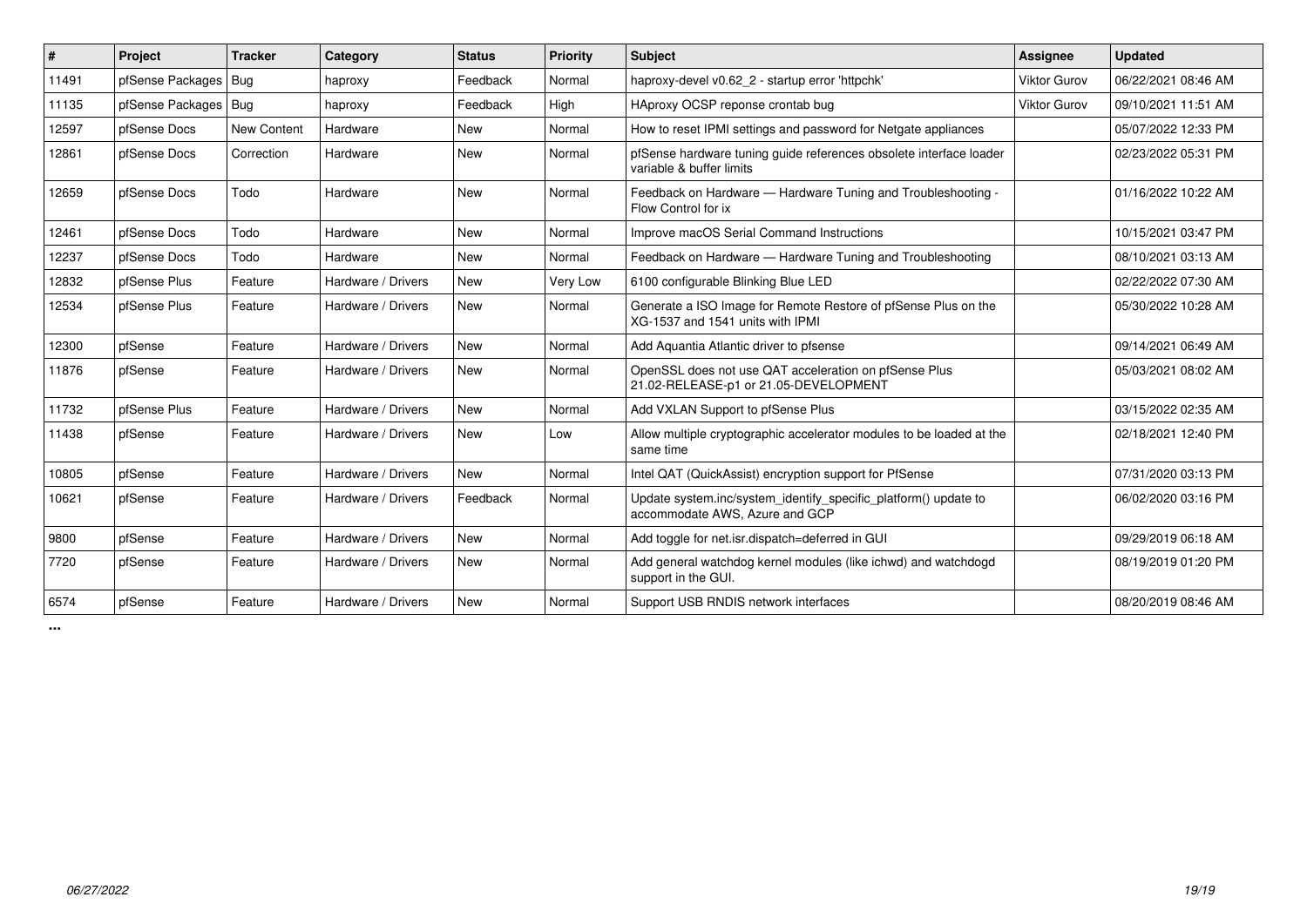| # | Project | Tracker | Category | Status | Priority | Subject | Assignee | Updated |
|---|---|---|---|---|---|---|---|---|
| 11491 | pfSense Packages | Bug | haproxy | Feedback | Normal | haproxy-devel v0.62_2 - startup error 'httpchk' | Viktor Gurov | 06/22/2021 08:46 AM |
| 11135 | pfSense Packages | Bug | haproxy | Feedback | High | HAproxy OCSP reponse crontab bug | Viktor Gurov | 09/10/2021 11:51 AM |
| 12597 | pfSense Docs | New Content | Hardware | New | Normal | How to reset IPMI settings and password for Netgate appliances | | 05/07/2022 12:33 PM |
| 12861 | pfSense Docs | Correction | Hardware | New | Normal | pfSense hardware tuning guide references obsolete interface loader variable & buffer limits | | 02/23/2022 05:31 PM |
| 12659 | pfSense Docs | Todo | Hardware | New | Normal | Feedback on Hardware — Hardware Tuning and Troubleshooting - Flow Control for ix | | 01/16/2022 10:22 AM |
| 12461 | pfSense Docs | Todo | Hardware | New | Normal | Improve macOS Serial Command Instructions | | 10/15/2021 03:47 PM |
| 12237 | pfSense Docs | Todo | Hardware | New | Normal | Feedback on Hardware — Hardware Tuning and Troubleshooting | | 08/10/2021 03:13 AM |
| 12832 | pfSense Plus | Feature | Hardware / Drivers | New | Very Low | 6100 configurable Blinking Blue LED | | 02/22/2022 07:30 AM |
| 12534 | pfSense Plus | Feature | Hardware / Drivers | New | Normal | Generate a ISO Image for Remote Restore of pfSense Plus on the XG-1537 and 1541 units with IPMI | | 05/30/2022 10:28 AM |
| 12300 | pfSense | Feature | Hardware / Drivers | New | Normal | Add Aquantia Atlantic driver to pfsense | | 09/14/2021 06:49 AM |
| 11876 | pfSense | Feature | Hardware / Drivers | New | Normal | OpenSSL does not use QAT acceleration on pfSense Plus 21.02-RELEASE-p1 or 21.05-DEVELOPMENT | | 05/03/2021 08:02 AM |
| 11732 | pfSense Plus | Feature | Hardware / Drivers | New | Normal | Add VXLAN Support to pfSense Plus | | 03/15/2022 02:35 AM |
| 11438 | pfSense | Feature | Hardware / Drivers | New | Low | Allow multiple cryptographic accelerator modules to be loaded at the same time | | 02/18/2021 12:40 PM |
| 10805 | pfSense | Feature | Hardware / Drivers | New | Normal | Intel QAT (QuickAssist) encryption support for PfSense | | 07/31/2020 03:13 PM |
| 10621 | pfSense | Feature | Hardware / Drivers | Feedback | Normal | Update system.inc/system_identify_specific_platform() update to accommodate AWS, Azure and GCP | | 06/02/2020 03:16 PM |
| 9800 | pfSense | Feature | Hardware / Drivers | New | Normal | Add toggle for net.isr.dispatch=deferred in GUI | | 09/29/2019 06:18 AM |
| 7720 | pfSense | Feature | Hardware / Drivers | New | Normal | Add general watchdog kernel modules (like ichwd) and watchdogd support in the GUI. | | 08/19/2019 01:20 PM |
| 6574 | pfSense | Feature | Hardware / Drivers | New | Normal | Support USB RNDIS network interfaces | | 08/20/2019 08:46 AM |

...